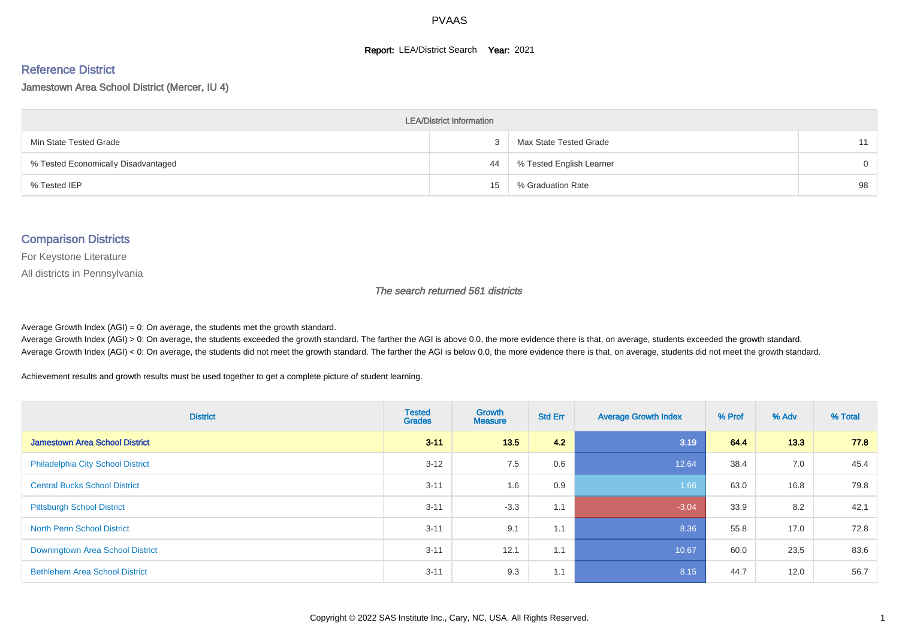# PVAAS

**Report:** LEA/District Search **Year:** 2021

## Reference District

Jamestown Area School District (Mercer, IU 4)

| LEA/District Information | | | |
|---|---|---|---|
| Min State Tested Grade | 3 | Max State Tested Grade | 11 |
| % Tested Economically Disadvantaged | 44 | % Tested English Learner | 0 |
| % Tested IEP | 15 | % Graduation Rate | 98 |

## Comparison Districts

For Keystone Literature

All districts in Pennsylvania

*The search returned 561 districts*

Average Growth Index (AGI) = 0: On average, the students met the growth standard.
Average Growth Index (AGI) > 0: On average, the students exceeded the growth standard. The farther the AGI is above 0.0, the more evidence there is that, on average, students exceeded the growth standard.
Average Growth Index (AGI) < 0: On average, the students did not meet the growth standard. The farther the AGI is below 0.0, the more evidence there is that, on average, students did not meet the growth standard.

Achievement results and growth results must be used together to get a complete picture of student learning.

| District | Tested Grades | Growth Measure | Std Err | Average Growth Index | % Prof | % Adv | % Total |
|---|---|---|---|---|---|---|---|
| **Jamestown Area School District** | **3-11** | **13.5** | **4.2** | **3.19** | **64.4** | **13.3** | **77.8** |
| Philadelphia City School District | 3-12 | 7.5 | 0.6 | 12.64 | 38.4 | 7.0 | 45.4 |
| Central Bucks School District | 3-11 | 1.6 | 0.9 | 1.66 | 63.0 | 16.8 | 79.8 |
| Pittsburgh School District | 3-11 | -3.3 | 1.1 | -3.04 | 33.9 | 8.2 | 42.1 |
| North Penn School District | 3-11 | 9.1 | 1.1 | 8.36 | 55.8 | 17.0 | 72.8 |
| Downingtown Area School District | 3-11 | 12.1 | 1.1 | 10.67 | 60.0 | 23.5 | 83.6 |
| Bethlehem Area School District | 3-11 | 9.3 | 1.1 | 8.15 | 44.7 | 12.0 | 56.7 |

Copyright © 2022 SAS Institute Inc., Cary, NC, USA. All Rights Reserved.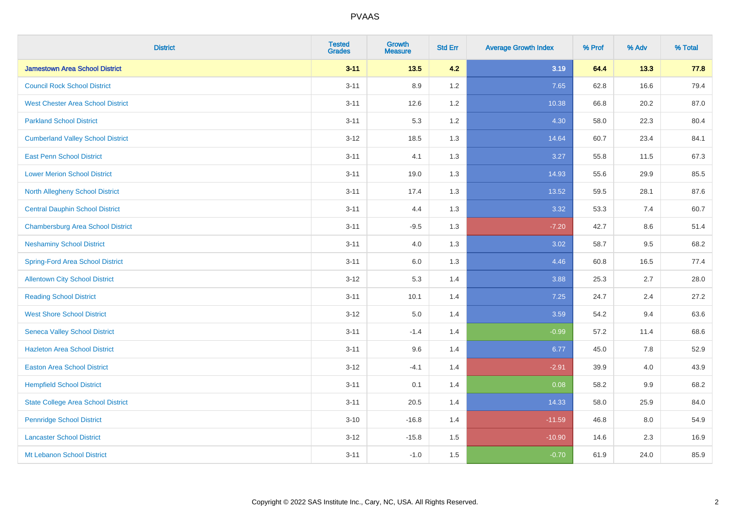| District | Tested Grades | Growth Measure | Std Err | Average Growth Index | % Prof | % Adv | % Total |
|---|---|---|---|---|---|---|---|
| **Jamestown Area School District** | **3-11** | **13.5** | **4.2** | **3.19** | **64.4** | **13.3** | **77.8** |
| Council Rock School District | 3-11 | 8.9 | 1.2 | 7.65 | 62.8 | 16.6 | 79.4 |
| West Chester Area School District | 3-11 | 12.6 | 1.2 | 10.38 | 66.8 | 20.2 | 87.0 |
| Parkland School District | 3-11 | 5.3 | 1.2 | 4.30 | 58.0 | 22.3 | 80.4 |
| Cumberland Valley School District | 3-12 | 18.5 | 1.3 | 14.64 | 60.7 | 23.4 | 84.1 |
| East Penn School District | 3-11 | 4.1 | 1.3 | 3.27 | 55.8 | 11.5 | 67.3 |
| Lower Merion School District | 3-11 | 19.0 | 1.3 | 14.93 | 55.6 | 29.9 | 85.5 |
| North Allegheny School District | 3-11 | 17.4 | 1.3 | 13.52 | 59.5 | 28.1 | 87.6 |
| Central Dauphin School District | 3-11 | 4.4 | 1.3 | 3.32 | 53.3 | 7.4 | 60.7 |
| Chambersburg Area School District | 3-11 | -9.5 | 1.3 | -7.20 | 42.7 | 8.6 | 51.4 |
| Neshaminy School District | 3-11 | 4.0 | 1.3 | 3.02 | 58.7 | 9.5 | 68.2 |
| Spring-Ford Area School District | 3-11 | 6.0 | 1.3 | 4.46 | 60.8 | 16.5 | 77.4 |
| Allentown City School District | 3-12 | 5.3 | 1.4 | 3.88 | 25.3 | 2.7 | 28.0 |
| Reading School District | 3-11 | 10.1 | 1.4 | 7.25 | 24.7 | 2.4 | 27.2 |
| West Shore School District | 3-12 | 5.0 | 1.4 | 3.59 | 54.2 | 9.4 | 63.6 |
| Seneca Valley School District | 3-11 | -1.4 | 1.4 | -0.99 | 57.2 | 11.4 | 68.6 |
| Hazleton Area School District | 3-11 | 9.6 | 1.4 | 6.77 | 45.0 | 7.8 | 52.9 |
| Easton Area School District | 3-12 | -4.1 | 1.4 | -2.91 | 39.9 | 4.0 | 43.9 |
| Hempfield School District | 3-11 | 0.1 | 1.4 | 0.08 | 58.2 | 9.9 | 68.2 |
| State College Area School District | 3-11 | 20.5 | 1.4 | 14.33 | 58.0 | 25.9 | 84.0 |
| Pennridge School District | 3-10 | -16.8 | 1.4 | -11.59 | 46.8 | 8.0 | 54.9 |
| Lancaster School District | 3-12 | -15.8 | 1.5 | -10.90 | 14.6 | 2.3 | 16.9 |
| Mt Lebanon School District | 3-11 | -1.0 | 1.5 | -0.70 | 61.9 | 24.0 | 85.9 |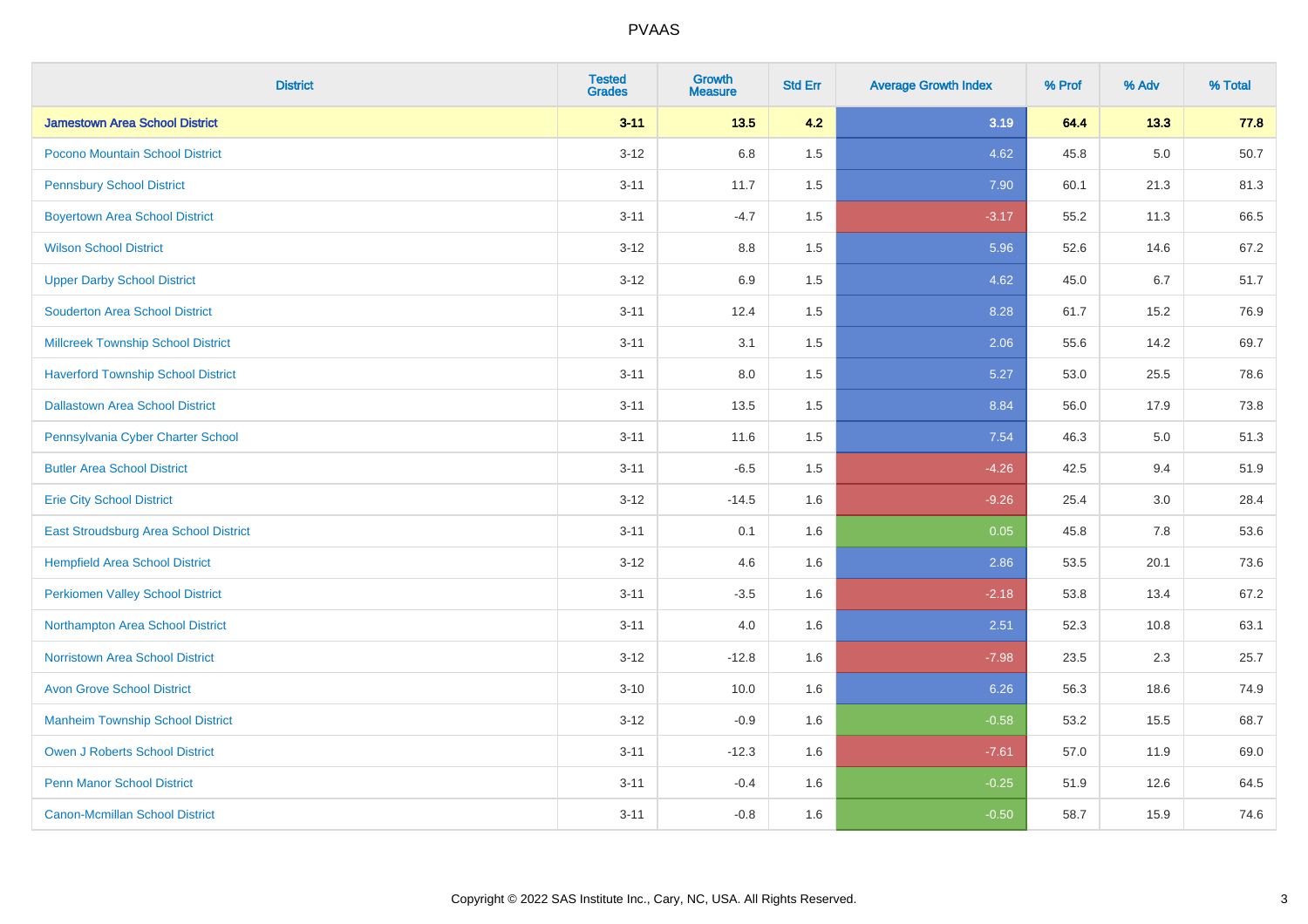| District | Tested Grades | Growth Measure | Std Err | Average Growth Index | % Prof | % Adv | % Total |
|---|---|---|---|---|---|---|---|
| **Jamestown Area School District** | **3-11** | **13.5** | **4.2** | **3.19** | **64.4** | **13.3** | **77.8** |
| Pocono Mountain School District | 3-12 | 6.8 | 1.5 | 4.62 | 45.8 | 5.0 | 50.7 |
| Pennsbury School District | 3-11 | 11.7 | 1.5 | 7.90 | 60.1 | 21.3 | 81.3 |
| Boyertown Area School District | 3-11 | -4.7 | 1.5 | -3.17 | 55.2 | 11.3 | 66.5 |
| Wilson School District | 3-12 | 8.8 | 1.5 | 5.96 | 52.6 | 14.6 | 67.2 |
| Upper Darby School District | 3-12 | 6.9 | 1.5 | 4.62 | 45.0 | 6.7 | 51.7 |
| Souderton Area School District | 3-11 | 12.4 | 1.5 | 8.28 | 61.7 | 15.2 | 76.9 |
| Millcreek Township School District | 3-11 | 3.1 | 1.5 | 2.06 | 55.6 | 14.2 | 69.7 |
| Haverford Township School District | 3-11 | 8.0 | 1.5 | 5.27 | 53.0 | 25.5 | 78.6 |
| Dallastown Area School District | 3-11 | 13.5 | 1.5 | 8.84 | 56.0 | 17.9 | 73.8 |
| Pennsylvania Cyber Charter School | 3-11 | 11.6 | 1.5 | 7.54 | 46.3 | 5.0 | 51.3 |
| Butler Area School District | 3-11 | -6.5 | 1.5 | -4.26 | 42.5 | 9.4 | 51.9 |
| Erie City School District | 3-12 | -14.5 | 1.6 | -9.26 | 25.4 | 3.0 | 28.4 |
| East Stroudsburg Area School District | 3-11 | 0.1 | 1.6 | 0.05 | 45.8 | 7.8 | 53.6 |
| Hempfield Area School District | 3-12 | 4.6 | 1.6 | 2.86 | 53.5 | 20.1 | 73.6 |
| Perkiomen Valley School District | 3-11 | -3.5 | 1.6 | -2.18 | 53.8 | 13.4 | 67.2 |
| Northampton Area School District | 3-11 | 4.0 | 1.6 | 2.51 | 52.3 | 10.8 | 63.1 |
| Norristown Area School District | 3-12 | -12.8 | 1.6 | -7.98 | 23.5 | 2.3 | 25.7 |
| Avon Grove School District | 3-10 | 10.0 | 1.6 | 6.26 | 56.3 | 18.6 | 74.9 |
| Manheim Township School District | 3-12 | -0.9 | 1.6 | -0.58 | 53.2 | 15.5 | 68.7 |
| Owen J Roberts School District | 3-11 | -12.3 | 1.6 | -7.61 | 57.0 | 11.9 | 69.0 |
| Penn Manor School District | 3-11 | -0.4 | 1.6 | -0.25 | 51.9 | 12.6 | 64.5 |
| Canon-Mcmillan School District | 3-11 | -0.8 | 1.6 | -0.50 | 58.7 | 15.9 | 74.6 |

Copyright © 2022 SAS Institute Inc., Cary, NC, USA. All Rights Reserved.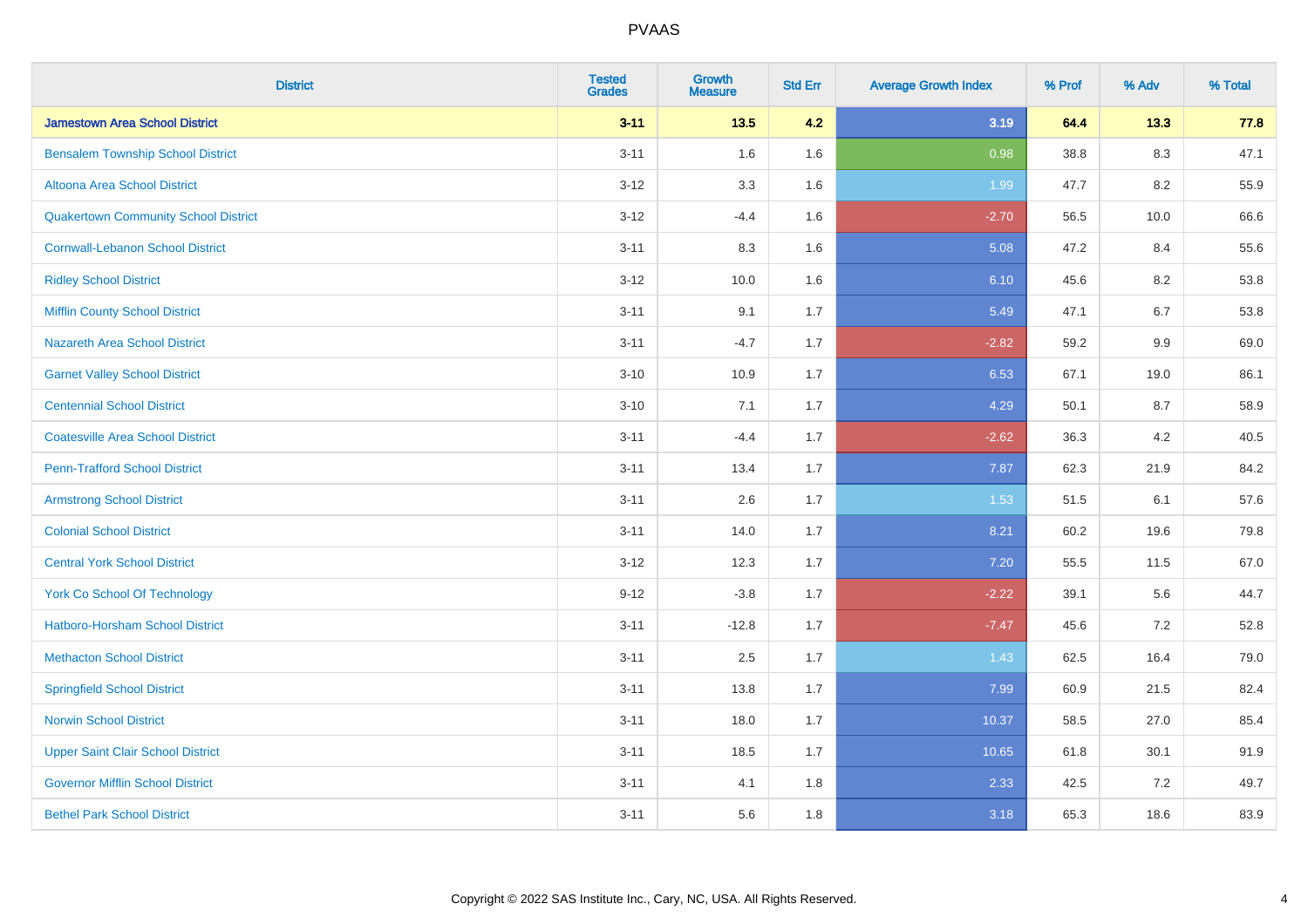| District | Tested Grades | Growth Measure | Std Err | Average Growth Index | % Prof | % Adv | % Total |
|---|---|---|---|---|---|---|---|
| **Jamestown Area School District** | **3-11** | **13.5** | **4.2** | **3.19** | **64.4** | **13.3** | **77.8** |
| Bensalem Township School District | 3-11 | 1.6 | 1.6 | 0.98 | 38.8 | 8.3 | 47.1 |
| Altoona Area School District | 3-12 | 3.3 | 1.6 | 1.99 | 47.7 | 8.2 | 55.9 |
| Quakertown Community School District | 3-12 | -4.4 | 1.6 | -2.70 | 56.5 | 10.0 | 66.6 |
| Cornwall-Lebanon School District | 3-11 | 8.3 | 1.6 | 5.08 | 47.2 | 8.4 | 55.6 |
| Ridley School District | 3-12 | 10.0 | 1.6 | 6.10 | 45.6 | 8.2 | 53.8 |
| Mifflin County School District | 3-11 | 9.1 | 1.7 | 5.49 | 47.1 | 6.7 | 53.8 |
| Nazareth Area School District | 3-11 | -4.7 | 1.7 | -2.82 | 59.2 | 9.9 | 69.0 |
| Garnet Valley School District | 3-10 | 10.9 | 1.7 | 6.53 | 67.1 | 19.0 | 86.1 |
| Centennial School District | 3-10 | 7.1 | 1.7 | 4.29 | 50.1 | 8.7 | 58.9 |
| Coatesville Area School District | 3-11 | -4.4 | 1.7 | -2.62 | 36.3 | 4.2 | 40.5 |
| Penn-Trafford School District | 3-11 | 13.4 | 1.7 | 7.87 | 62.3 | 21.9 | 84.2 |
| Armstrong School District | 3-11 | 2.6 | 1.7 | 1.53 | 51.5 | 6.1 | 57.6 |
| Colonial School District | 3-11 | 14.0 | 1.7 | 8.21 | 60.2 | 19.6 | 79.8 |
| Central York School District | 3-12 | 12.3 | 1.7 | 7.20 | 55.5 | 11.5 | 67.0 |
| York Co School Of Technology | 9-12 | -3.8 | 1.7 | -2.22 | 39.1 | 5.6 | 44.7 |
| Hatboro-Horsham School District | 3-11 | -12.8 | 1.7 | -7.47 | 45.6 | 7.2 | 52.8 |
| Methacton School District | 3-11 | 2.5 | 1.7 | 1.43 | 62.5 | 16.4 | 79.0 |
| Springfield School District | 3-11 | 13.8 | 1.7 | 7.99 | 60.9 | 21.5 | 82.4 |
| Norwin School District | 3-11 | 18.0 | 1.7 | 10.37 | 58.5 | 27.0 | 85.4 |
| Upper Saint Clair School District | 3-11 | 18.5 | 1.7 | 10.65 | 61.8 | 30.1 | 91.9 |
| Governor Mifflin School District | 3-11 | 4.1 | 1.8 | 2.33 | 42.5 | 7.2 | 49.7 |
| Bethel Park School District | 3-11 | 5.6 | 1.8 | 3.18 | 65.3 | 18.6 | 83.9 |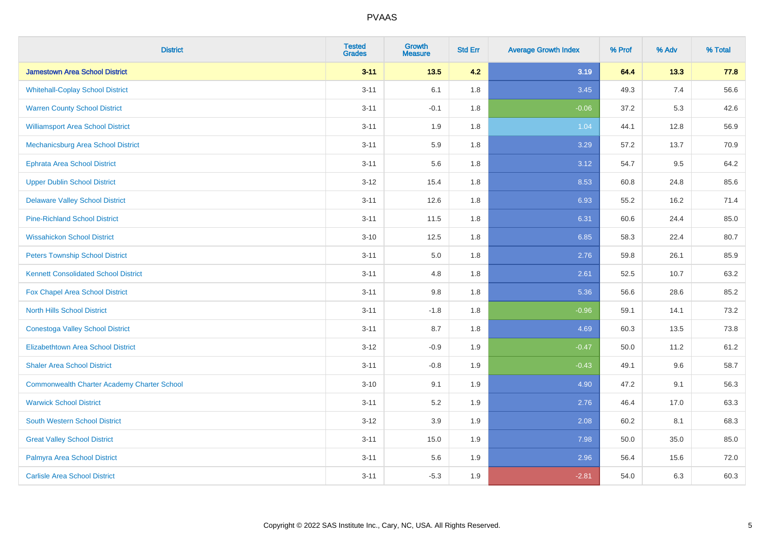| District | Tested Grades | Growth Measure | Std Err | Average Growth Index | % Prof | % Adv | % Total |
|---|---|---|---|---|---|---|---|
| **Jamestown Area School District** | **3-11** | **13.5** | **4.2** | **3.19** | **64.4** | **13.3** | **77.8** |
| Whitehall-Coplay School District | 3-11 | 6.1 | 1.8 | 3.45 | 49.3 | 7.4 | 56.6 |
| Warren County School District | 3-11 | -0.1 | 1.8 | -0.06 | 37.2 | 5.3 | 42.6 |
| Williamsport Area School District | 3-11 | 1.9 | 1.8 | 1.04 | 44.1 | 12.8 | 56.9 |
| Mechanicsburg Area School District | 3-11 | 5.9 | 1.8 | 3.29 | 57.2 | 13.7 | 70.9 |
| Ephrata Area School District | 3-11 | 5.6 | 1.8 | 3.12 | 54.7 | 9.5 | 64.2 |
| Upper Dublin School District | 3-12 | 15.4 | 1.8 | 8.53 | 60.8 | 24.8 | 85.6 |
| Delaware Valley School District | 3-11 | 12.6 | 1.8 | 6.93 | 55.2 | 16.2 | 71.4 |
| Pine-Richland School District | 3-11 | 11.5 | 1.8 | 6.31 | 60.6 | 24.4 | 85.0 |
| Wissahickon School District | 3-10 | 12.5 | 1.8 | 6.85 | 58.3 | 22.4 | 80.7 |
| Peters Township School District | 3-11 | 5.0 | 1.8 | 2.76 | 59.8 | 26.1 | 85.9 |
| Kennett Consolidated School District | 3-11 | 4.8 | 1.8 | 2.61 | 52.5 | 10.7 | 63.2 |
| Fox Chapel Area School District | 3-11 | 9.8 | 1.8 | 5.36 | 56.6 | 28.6 | 85.2 |
| North Hills School District | 3-11 | -1.8 | 1.8 | -0.96 | 59.1 | 14.1 | 73.2 |
| Conestoga Valley School District | 3-11 | 8.7 | 1.8 | 4.69 | 60.3 | 13.5 | 73.8 |
| Elizabethtown Area School District | 3-12 | -0.9 | 1.9 | -0.47 | 50.0 | 11.2 | 61.2 |
| Shaler Area School District | 3-11 | -0.8 | 1.9 | -0.43 | 49.1 | 9.6 | 58.7 |
| Commonwealth Charter Academy Charter School | 3-10 | 9.1 | 1.9 | 4.90 | 47.2 | 9.1 | 56.3 |
| Warwick School District | 3-11 | 5.2 | 1.9 | 2.76 | 46.4 | 17.0 | 63.3 |
| South Western School District | 3-12 | 3.9 | 1.9 | 2.08 | 60.2 | 8.1 | 68.3 |
| Great Valley School District | 3-11 | 15.0 | 1.9 | 7.98 | 50.0 | 35.0 | 85.0 |
| Palmyra Area School District | 3-11 | 5.6 | 1.9 | 2.96 | 56.4 | 15.6 | 72.0 |
| Carlisle Area School District | 3-11 | -5.3 | 1.9 | -2.81 | 54.0 | 6.3 | 60.3 |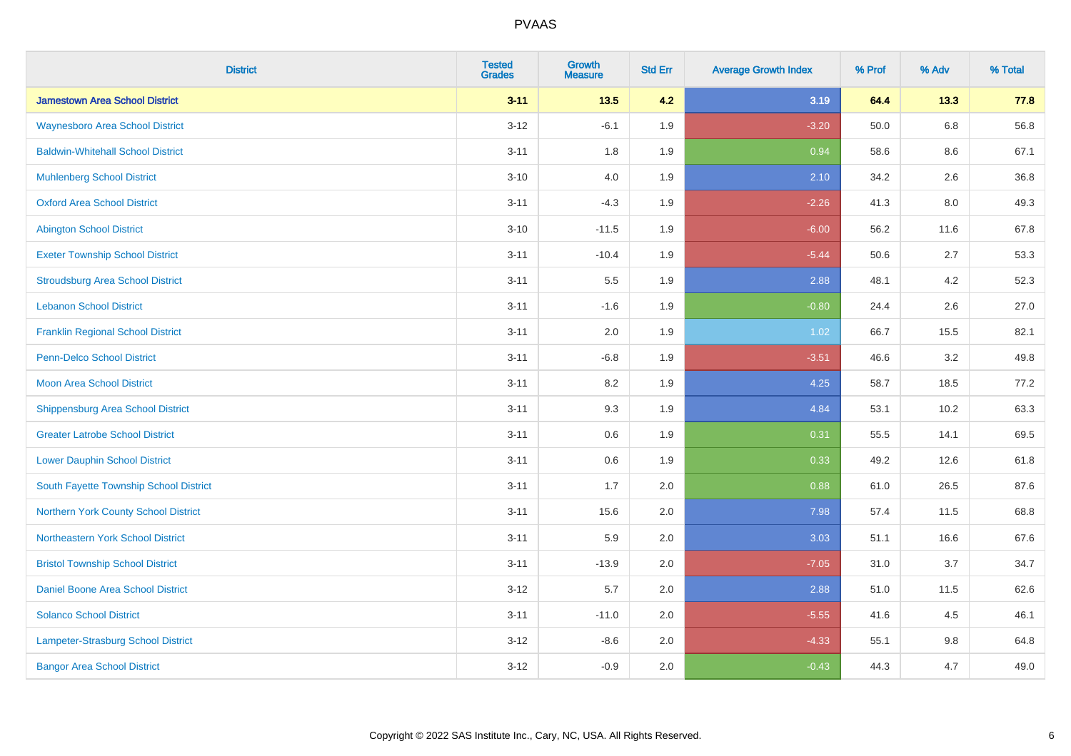# PVAAS

| District | Tested Grades | Growth Measure | Std Err | Average Growth Index | % Prof | % Adv | % Total |
|---|---|---|---|---|---|---|---|
| **Jamestown Area School District** | **3-11** | **13.5** | **4.2** | **3.19** | **64.4** | **13.3** | **77.8** |
| Waynesboro Area School District | 3-12 | -6.1 | 1.9 | -3.20 | 50.0 | 6.8 | 56.8 |
| Baldwin-Whitehall School District | 3-11 | 1.8 | 1.9 | 0.94 | 58.6 | 8.6 | 67.1 |
| Muhlenberg School District | 3-10 | 4.0 | 1.9 | 2.10 | 34.2 | 2.6 | 36.8 |
| Oxford Area School District | 3-11 | -4.3 | 1.9 | -2.26 | 41.3 | 8.0 | 49.3 |
| Abington School District | 3-10 | -11.5 | 1.9 | -6.00 | 56.2 | 11.6 | 67.8 |
| Exeter Township School District | 3-11 | -10.4 | 1.9 | -5.44 | 50.6 | 2.7 | 53.3 |
| Stroudsburg Area School District | 3-11 | 5.5 | 1.9 | 2.88 | 48.1 | 4.2 | 52.3 |
| Lebanon School District | 3-11 | -1.6 | 1.9 | -0.80 | 24.4 | 2.6 | 27.0 |
| Franklin Regional School District | 3-11 | 2.0 | 1.9 | 1.02 | 66.7 | 15.5 | 82.1 |
| Penn-Delco School District | 3-11 | -6.8 | 1.9 | -3.51 | 46.6 | 3.2 | 49.8 |
| Moon Area School District | 3-11 | 8.2 | 1.9 | 4.25 | 58.7 | 18.5 | 77.2 |
| Shippensburg Area School District | 3-11 | 9.3 | 1.9 | 4.84 | 53.1 | 10.2 | 63.3 |
| Greater Latrobe School District | 3-11 | 0.6 | 1.9 | 0.31 | 55.5 | 14.1 | 69.5 |
| Lower Dauphin School District | 3-11 | 0.6 | 1.9 | 0.33 | 49.2 | 12.6 | 61.8 |
| South Fayette Township School District | 3-11 | 1.7 | 2.0 | 0.88 | 61.0 | 26.5 | 87.6 |
| Northern York County School District | 3-11 | 15.6 | 2.0 | 7.98 | 57.4 | 11.5 | 68.8 |
| Northeastern York School District | 3-11 | 5.9 | 2.0 | 3.03 | 51.1 | 16.6 | 67.6 |
| Bristol Township School District | 3-11 | -13.9 | 2.0 | -7.05 | 31.0 | 3.7 | 34.7 |
| Daniel Boone Area School District | 3-12 | 5.7 | 2.0 | 2.88 | 51.0 | 11.5 | 62.6 |
| Solanco School District | 3-11 | -11.0 | 2.0 | -5.55 | 41.6 | 4.5 | 46.1 |
| Lampeter-Strasburg School District | 3-12 | -8.6 | 2.0 | -4.33 | 55.1 | 9.8 | 64.8 |
| Bangor Area School District | 3-12 | -0.9 | 2.0 | -0.43 | 44.3 | 4.7 | 49.0 |

Copyright © 2022 SAS Institute Inc., Cary, NC, USA. All Rights Reserved.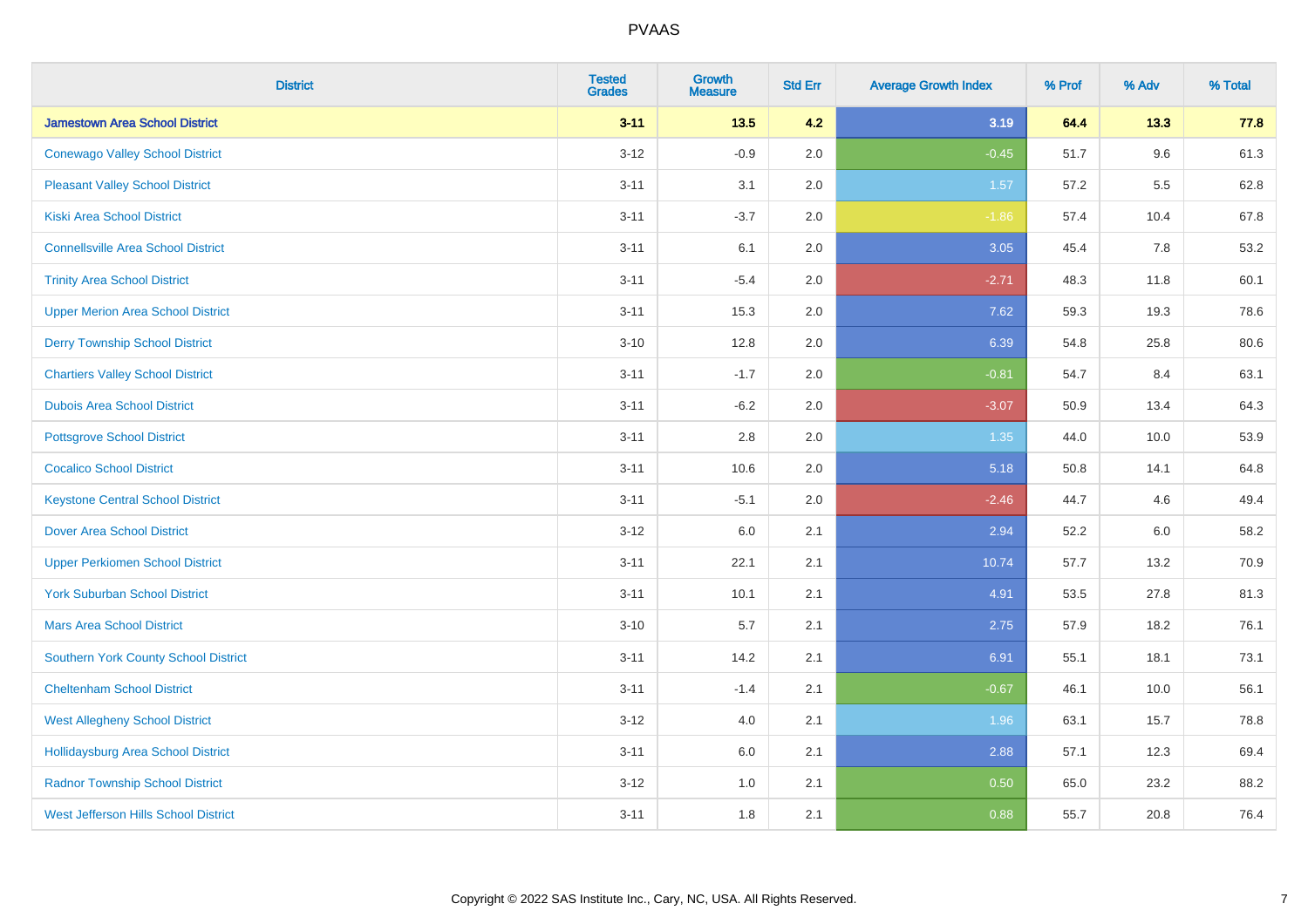# PVAAS

| District | Tested Grades | Growth Measure | Std Err | Average Growth Index | % Prof | % Adv | % Total |
|---|---|---|---|---|---|---|---|
| **Jamestown Area School District** | **3-11** | **13.5** | **4.2** | **3.19** | **64.4** | **13.3** | **77.8** |
| Conewago Valley School District | 3-12 | -0.9 | 2.0 | -0.45 | 51.7 | 9.6 | 61.3 |
| Pleasant Valley School District | 3-11 | 3.1 | 2.0 | 1.57 | 57.2 | 5.5 | 62.8 |
| Kiski Area School District | 3-11 | -3.7 | 2.0 | -1.86 | 57.4 | 10.4 | 67.8 |
| Connellsville Area School District | 3-11 | 6.1 | 2.0 | 3.05 | 45.4 | 7.8 | 53.2 |
| Trinity Area School District | 3-11 | -5.4 | 2.0 | -2.71 | 48.3 | 11.8 | 60.1 |
| Upper Merion Area School District | 3-11 | 15.3 | 2.0 | 7.62 | 59.3 | 19.3 | 78.6 |
| Derry Township School District | 3-10 | 12.8 | 2.0 | 6.39 | 54.8 | 25.8 | 80.6 |
| Chartiers Valley School District | 3-11 | -1.7 | 2.0 | -0.81 | 54.7 | 8.4 | 63.1 |
| Dubois Area School District | 3-11 | -6.2 | 2.0 | -3.07 | 50.9 | 13.4 | 64.3 |
| Pottsgrove School District | 3-11 | 2.8 | 2.0 | 1.35 | 44.0 | 10.0 | 53.9 |
| Cocalico School District | 3-11 | 10.6 | 2.0 | 5.18 | 50.8 | 14.1 | 64.8 |
| Keystone Central School District | 3-11 | -5.1 | 2.0 | -2.46 | 44.7 | 4.6 | 49.4 |
| Dover Area School District | 3-12 | 6.0 | 2.1 | 2.94 | 52.2 | 6.0 | 58.2 |
| Upper Perkiomen School District | 3-11 | 22.1 | 2.1 | 10.74 | 57.7 | 13.2 | 70.9 |
| York Suburban School District | 3-11 | 10.1 | 2.1 | 4.91 | 53.5 | 27.8 | 81.3 |
| Mars Area School District | 3-10 | 5.7 | 2.1 | 2.75 | 57.9 | 18.2 | 76.1 |
| Southern York County School District | 3-11 | 14.2 | 2.1 | 6.91 | 55.1 | 18.1 | 73.1 |
| Cheltenham School District | 3-11 | -1.4 | 2.1 | -0.67 | 46.1 | 10.0 | 56.1 |
| West Allegheny School District | 3-12 | 4.0 | 2.1 | 1.96 | 63.1 | 15.7 | 78.8 |
| Hollidaysburg Area School District | 3-11 | 6.0 | 2.1 | 2.88 | 57.1 | 12.3 | 69.4 |
| Radnor Township School District | 3-12 | 1.0 | 2.1 | 0.50 | 65.0 | 23.2 | 88.2 |
| West Jefferson Hills School District | 3-11 | 1.8 | 2.1 | 0.88 | 55.7 | 20.8 | 76.4 |

Copyright © 2022 SAS Institute Inc., Cary, NC, USA. All Rights Reserved.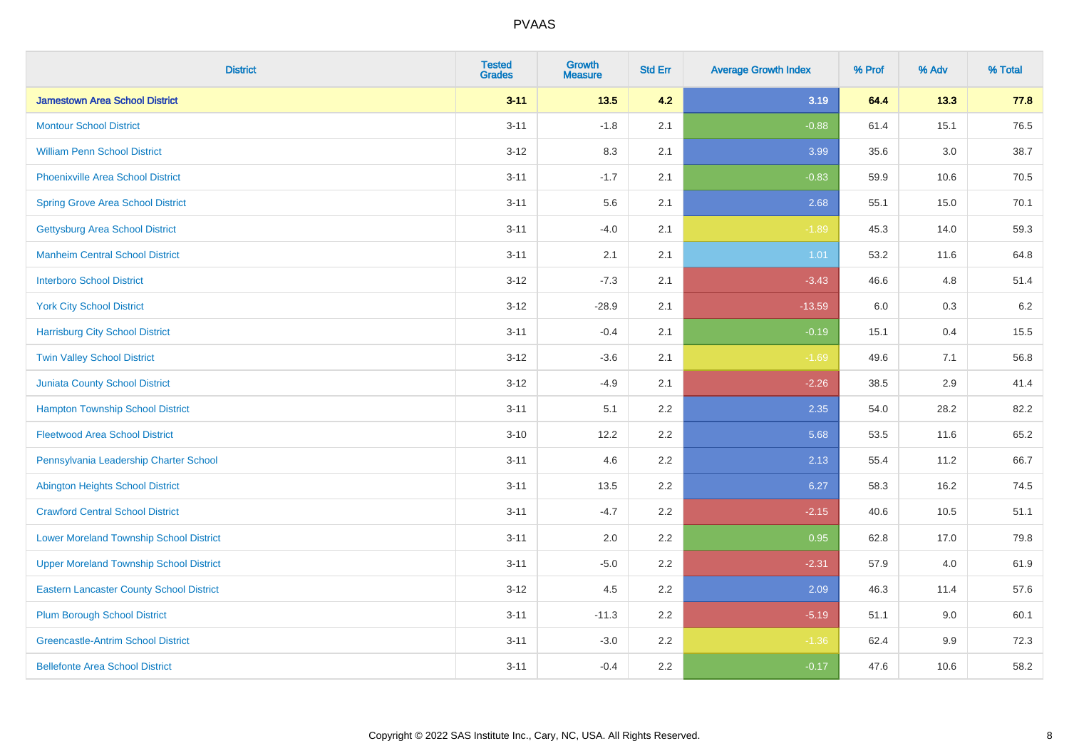# PVAAS

| District | Tested Grades | Growth Measure | Std Err | Average Growth Index | % Prof | % Adv | % Total |
|---|---|---|---|---|---|---|---|
| **Jamestown Area School District** | **3-11** | **13.5** | **4.2** | **3.19** | **64.4** | **13.3** | **77.8** |
| Montour School District | 3-11 | -1.8 | 2.1 | -0.88 | 61.4 | 15.1 | 76.5 |
| William Penn School District | 3-12 | 8.3 | 2.1 | 3.99 | 35.6 | 3.0 | 38.7 |
| Phoenixville Area School District | 3-11 | -1.7 | 2.1 | -0.83 | 59.9 | 10.6 | 70.5 |
| Spring Grove Area School District | 3-11 | 5.6 | 2.1 | 2.68 | 55.1 | 15.0 | 70.1 |
| Gettysburg Area School District | 3-11 | -4.0 | 2.1 | -1.89 | 45.3 | 14.0 | 59.3 |
| Manheim Central School District | 3-11 | 2.1 | 2.1 | 1.01 | 53.2 | 11.6 | 64.8 |
| Interboro School District | 3-12 | -7.3 | 2.1 | -3.43 | 46.6 | 4.8 | 51.4 |
| York City School District | 3-12 | -28.9 | 2.1 | -13.59 | 6.0 | 0.3 | 6.2 |
| Harrisburg City School District | 3-11 | -0.4 | 2.1 | -0.19 | 15.1 | 0.4 | 15.5 |
| Twin Valley School District | 3-12 | -3.6 | 2.1 | -1.69 | 49.6 | 7.1 | 56.8 |
| Juniata County School District | 3-12 | -4.9 | 2.1 | -2.26 | 38.5 | 2.9 | 41.4 |
| Hampton Township School District | 3-11 | 5.1 | 2.2 | 2.35 | 54.0 | 28.2 | 82.2 |
| Fleetwood Area School District | 3-10 | 12.2 | 2.2 | 5.68 | 53.5 | 11.6 | 65.2 |
| Pennsylvania Leadership Charter School | 3-11 | 4.6 | 2.2 | 2.13 | 55.4 | 11.2 | 66.7 |
| Abington Heights School District | 3-11 | 13.5 | 2.2 | 6.27 | 58.3 | 16.2 | 74.5 |
| Crawford Central School District | 3-11 | -4.7 | 2.2 | -2.15 | 40.6 | 10.5 | 51.1 |
| Lower Moreland Township School District | 3-11 | 2.0 | 2.2 | 0.95 | 62.8 | 17.0 | 79.8 |
| Upper Moreland Township School District | 3-11 | -5.0 | 2.2 | -2.31 | 57.9 | 4.0 | 61.9 |
| Eastern Lancaster County School District | 3-12 | 4.5 | 2.2 | 2.09 | 46.3 | 11.4 | 57.6 |
| Plum Borough School District | 3-11 | -11.3 | 2.2 | -5.19 | 51.1 | 9.0 | 60.1 |
| Greencastle-Antrim School District | 3-11 | -3.0 | 2.2 | -1.36 | 62.4 | 9.9 | 72.3 |
| Bellefonte Area School District | 3-11 | -0.4 | 2.2 | -0.17 | 47.6 | 10.6 | 58.2 |

Copyright © 2022 SAS Institute Inc., Cary, NC, USA. All Rights Reserved.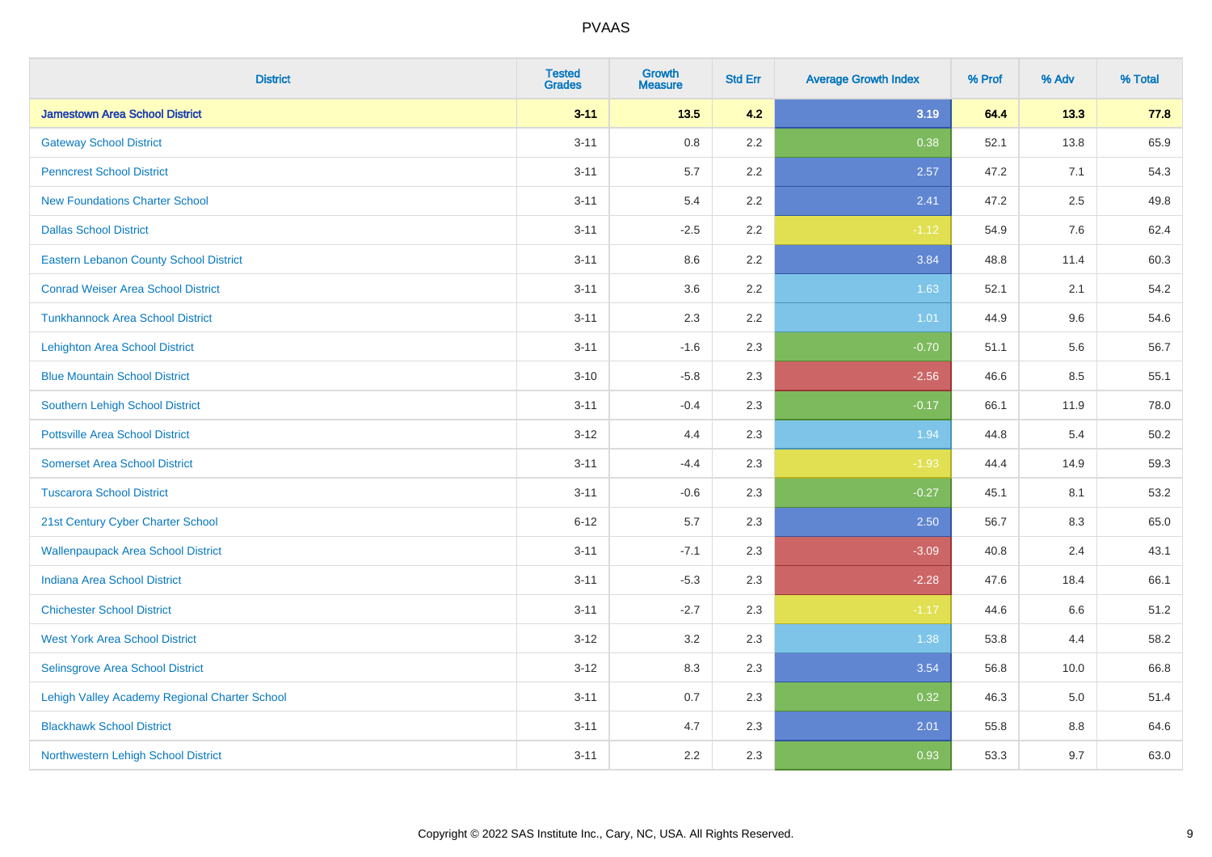# PVAAS

| District | Tested Grades | Growth Measure | Std Err | Average Growth Index | % Prof | % Adv | % Total |
|---|---|---|---|---|---|---|---|
| **Jamestown Area School District** | **3-11** | **13.5** | **4.2** | **3.19** | **64.4** | **13.3** | **77.8** |
| Gateway School District | 3-11 | 0.8 | 2.2 | 0.38 | 52.1 | 13.8 | 65.9 |
| Penncrest School District | 3-11 | 5.7 | 2.2 | 2.57 | 47.2 | 7.1 | 54.3 |
| New Foundations Charter School | 3-11 | 5.4 | 2.2 | 2.41 | 47.2 | 2.5 | 49.8 |
| Dallas School District | 3-11 | -2.5 | 2.2 | -1.12 | 54.9 | 7.6 | 62.4 |
| Eastern Lebanon County School District | 3-11 | 8.6 | 2.2 | 3.84 | 48.8 | 11.4 | 60.3 |
| Conrad Weiser Area School District | 3-11 | 3.6 | 2.2 | 1.63 | 52.1 | 2.1 | 54.2 |
| Tunkhannock Area School District | 3-11 | 2.3 | 2.2 | 1.01 | 44.9 | 9.6 | 54.6 |
| Lehighton Area School District | 3-11 | -1.6 | 2.3 | -0.70 | 51.1 | 5.6 | 56.7 |
| Blue Mountain School District | 3-10 | -5.8 | 2.3 | -2.56 | 46.6 | 8.5 | 55.1 |
| Southern Lehigh School District | 3-11 | -0.4 | 2.3 | -0.17 | 66.1 | 11.9 | 78.0 |
| Pottsville Area School District | 3-12 | 4.4 | 2.3 | 1.94 | 44.8 | 5.4 | 50.2 |
| Somerset Area School District | 3-11 | -4.4 | 2.3 | -1.93 | 44.4 | 14.9 | 59.3 |
| Tuscarora School District | 3-11 | -0.6 | 2.3 | -0.27 | 45.1 | 8.1 | 53.2 |
| 21st Century Cyber Charter School | 6-12 | 5.7 | 2.3 | 2.50 | 56.7 | 8.3 | 65.0 |
| Wallenpaupack Area School District | 3-11 | -7.1 | 2.3 | -3.09 | 40.8 | 2.4 | 43.1 |
| Indiana Area School District | 3-11 | -5.3 | 2.3 | -2.28 | 47.6 | 18.4 | 66.1 |
| Chichester School District | 3-11 | -2.7 | 2.3 | -1.17 | 44.6 | 6.6 | 51.2 |
| West York Area School District | 3-12 | 3.2 | 2.3 | 1.38 | 53.8 | 4.4 | 58.2 |
| Selinsgrove Area School District | 3-12 | 8.3 | 2.3 | 3.54 | 56.8 | 10.0 | 66.8 |
| Lehigh Valley Academy Regional Charter School | 3-11 | 0.7 | 2.3 | 0.32 | 46.3 | 5.0 | 51.4 |
| Blackhawk School District | 3-11 | 4.7 | 2.3 | 2.01 | 55.8 | 8.8 | 64.6 |
| Northwestern Lehigh School District | 3-11 | 2.2 | 2.3 | 0.93 | 53.3 | 9.7 | 63.0 |

Copyright © 2022 SAS Institute Inc., Cary, NC, USA. All Rights Reserved.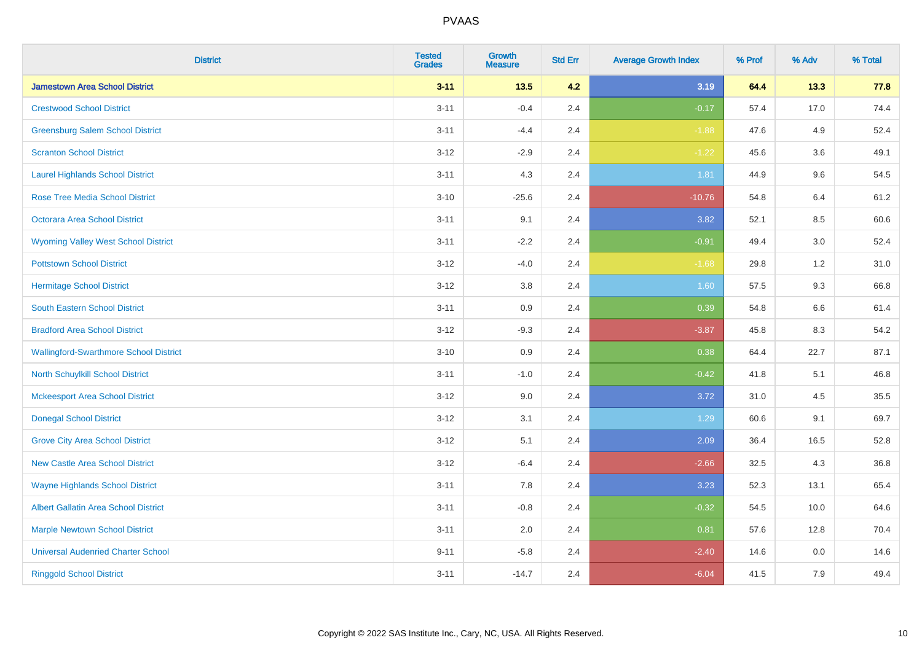| District | Tested Grades | Growth Measure | Std Err | Average Growth Index | % Prof | % Adv | % Total |
|---|---|---|---|---|---|---|---|
| **Jamestown Area School District** | **3-11** | **13.5** | **4.2** | **3.19** | **64.4** | **13.3** | **77.8** |
| Crestwood School District | 3-11 | -0.4 | 2.4 | -0.17 | 57.4 | 17.0 | 74.4 |
| Greensburg Salem School District | 3-11 | -4.4 | 2.4 | -1.88 | 47.6 | 4.9 | 52.4 |
| Scranton School District | 3-12 | -2.9 | 2.4 | -1.22 | 45.6 | 3.6 | 49.1 |
| Laurel Highlands School District | 3-11 | 4.3 | 2.4 | 1.81 | 44.9 | 9.6 | 54.5 |
| Rose Tree Media School District | 3-10 | -25.6 | 2.4 | -10.76 | 54.8 | 6.4 | 61.2 |
| Octorara Area School District | 3-11 | 9.1 | 2.4 | 3.82 | 52.1 | 8.5 | 60.6 |
| Wyoming Valley West School District | 3-11 | -2.2 | 2.4 | -0.91 | 49.4 | 3.0 | 52.4 |
| Pottstown School District | 3-12 | -4.0 | 2.4 | -1.68 | 29.8 | 1.2 | 31.0 |
| Hermitage School District | 3-12 | 3.8 | 2.4 | 1.60 | 57.5 | 9.3 | 66.8 |
| South Eastern School District | 3-11 | 0.9 | 2.4 | 0.39 | 54.8 | 6.6 | 61.4 |
| Bradford Area School District | 3-12 | -9.3 | 2.4 | -3.87 | 45.8 | 8.3 | 54.2 |
| Wallingford-Swarthmore School District | 3-10 | 0.9 | 2.4 | 0.38 | 64.4 | 22.7 | 87.1 |
| North Schuylkill School District | 3-11 | -1.0 | 2.4 | -0.42 | 41.8 | 5.1 | 46.8 |
| Mckeesport Area School District | 3-12 | 9.0 | 2.4 | 3.72 | 31.0 | 4.5 | 35.5 |
| Donegal School District | 3-12 | 3.1 | 2.4 | 1.29 | 60.6 | 9.1 | 69.7 |
| Grove City Area School District | 3-12 | 5.1 | 2.4 | 2.09 | 36.4 | 16.5 | 52.8 |
| New Castle Area School District | 3-12 | -6.4 | 2.4 | -2.66 | 32.5 | 4.3 | 36.8 |
| Wayne Highlands School District | 3-11 | 7.8 | 2.4 | 3.23 | 52.3 | 13.1 | 65.4 |
| Albert Gallatin Area School District | 3-11 | -0.8 | 2.4 | -0.32 | 54.5 | 10.0 | 64.6 |
| Marple Newtown School District | 3-11 | 2.0 | 2.4 | 0.81 | 57.6 | 12.8 | 70.4 |
| Universal Audenried Charter School | 9-11 | -5.8 | 2.4 | -2.40 | 14.6 | 0.0 | 14.6 |
| Ringgold School District | 3-11 | -14.7 | 2.4 | -6.04 | 41.5 | 7.9 | 49.4 |

Copyright © 2022 SAS Institute Inc., Cary, NC, USA. All Rights Reserved.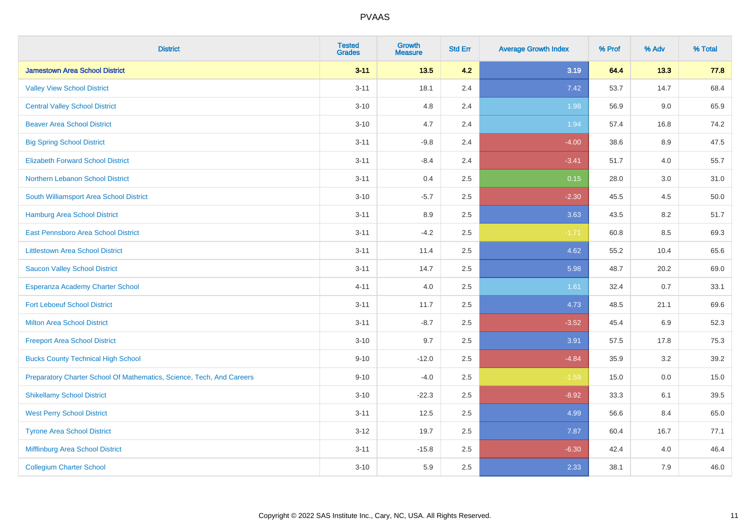# PVAAS

| District | Tested Grades | Growth Measure | Std Err | Average Growth Index | % Prof | % Adv | % Total |
|---|---|---|---|---|---|---|---|
| **Jamestown Area School District** | **3-11** | **13.5** | **4.2** | **3.19** | **64.4** | **13.3** | **77.8** |
| Valley View School District | 3-11 | 18.1 | 2.4 | 7.42 | 53.7 | 14.7 | 68.4 |
| Central Valley School District | 3-10 | 4.8 | 2.4 | 1.98 | 56.9 | 9.0 | 65.9 |
| Beaver Area School District | 3-10 | 4.7 | 2.4 | 1.94 | 57.4 | 16.8 | 74.2 |
| Big Spring School District | 3-11 | -9.8 | 2.4 | -4.00 | 38.6 | 8.9 | 47.5 |
| Elizabeth Forward School District | 3-11 | -8.4 | 2.4 | -3.41 | 51.7 | 4.0 | 55.7 |
| Northern Lebanon School District | 3-11 | 0.4 | 2.5 | 0.15 | 28.0 | 3.0 | 31.0 |
| South Williamsport Area School District | 3-10 | -5.7 | 2.5 | -2.30 | 45.5 | 4.5 | 50.0 |
| Hamburg Area School District | 3-11 | 8.9 | 2.5 | 3.63 | 43.5 | 8.2 | 51.7 |
| East Pennsboro Area School District | 3-11 | -4.2 | 2.5 | -1.71 | 60.8 | 8.5 | 69.3 |
| Littlestown Area School District | 3-11 | 11.4 | 2.5 | 4.62 | 55.2 | 10.4 | 65.6 |
| Saucon Valley School District | 3-11 | 14.7 | 2.5 | 5.98 | 48.7 | 20.2 | 69.0 |
| Esperanza Academy Charter School | 4-11 | 4.0 | 2.5 | 1.61 | 32.4 | 0.7 | 33.1 |
| Fort Leboeuf School District | 3-11 | 11.7 | 2.5 | 4.73 | 48.5 | 21.1 | 69.6 |
| Milton Area School District | 3-11 | -8.7 | 2.5 | -3.52 | 45.4 | 6.9 | 52.3 |
| Freeport Area School District | 3-10 | 9.7 | 2.5 | 3.91 | 57.5 | 17.8 | 75.3 |
| Bucks County Technical High School | 9-10 | -12.0 | 2.5 | -4.84 | 35.9 | 3.2 | 39.2 |
| Preparatory Charter School Of Mathematics, Science, Tech, And Careers | 9-10 | -4.0 | 2.5 | -1.59 | 15.0 | 0.0 | 15.0 |
| Shikellamy School District | 3-10 | -22.3 | 2.5 | -8.92 | 33.3 | 6.1 | 39.5 |
| West Perry School District | 3-11 | 12.5 | 2.5 | 4.99 | 56.6 | 8.4 | 65.0 |
| Tyrone Area School District | 3-12 | 19.7 | 2.5 | 7.87 | 60.4 | 16.7 | 77.1 |
| Mifflinburg Area School District | 3-11 | -15.8 | 2.5 | -6.30 | 42.4 | 4.0 | 46.4 |
| Collegium Charter School | 3-10 | 5.9 | 2.5 | 2.33 | 38.1 | 7.9 | 46.0 |

Copyright © 2022 SAS Institute Inc., Cary, NC, USA. All Rights Reserved.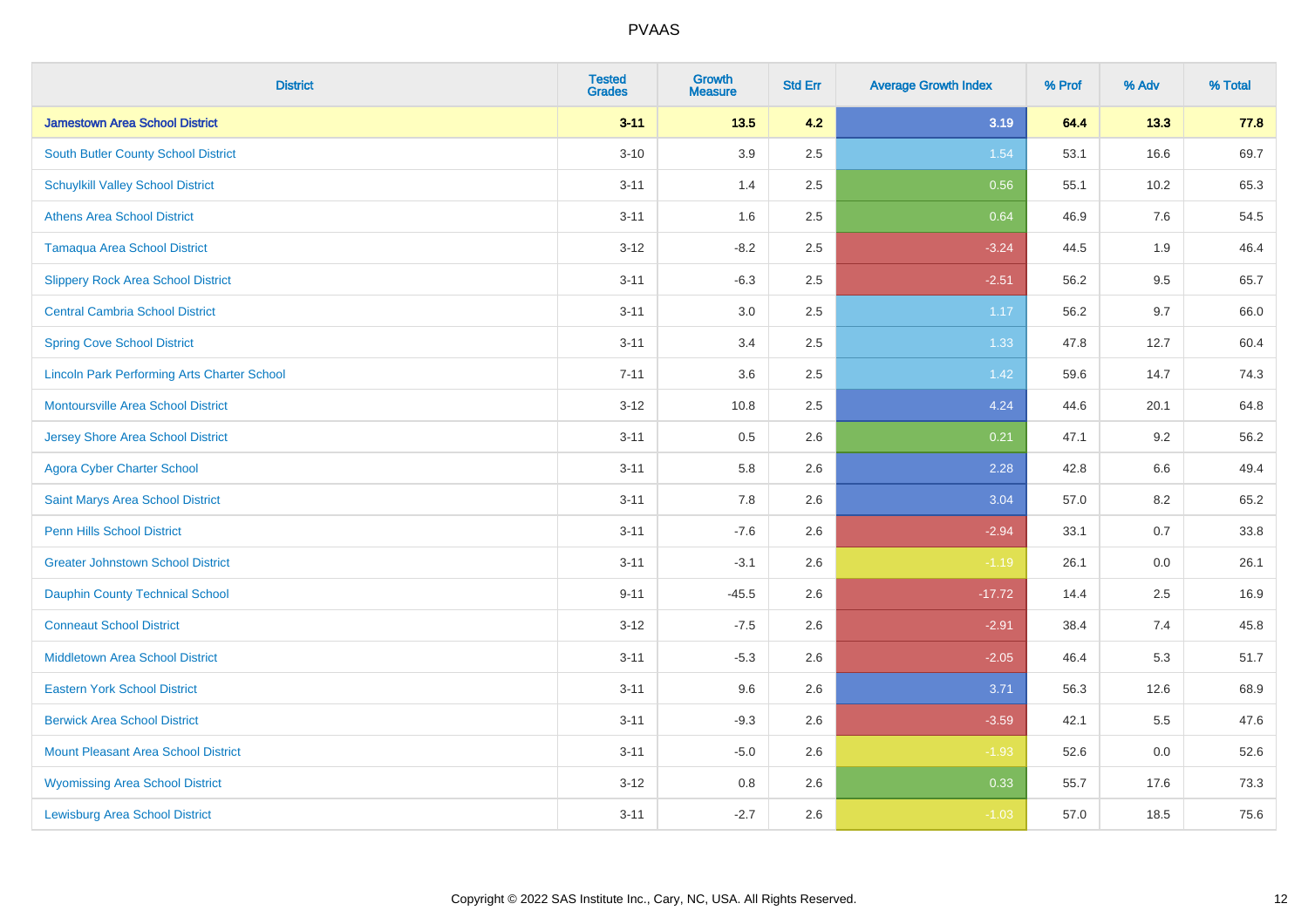| District | Tested Grades | Growth Measure | Std Err | Average Growth Index | % Prof | % Adv | % Total |
|---|---|---|---|---|---|---|---|
| **Jamestown Area School District** | **3-11** | **13.5** | **4.2** | **3.19** | **64.4** | **13.3** | **77.8** |
| South Butler County School District | 3-10 | 3.9 | 2.5 | 1.54 | 53.1 | 16.6 | 69.7 |
| Schuylkill Valley School District | 3-11 | 1.4 | 2.5 | 0.56 | 55.1 | 10.2 | 65.3 |
| Athens Area School District | 3-11 | 1.6 | 2.5 | 0.64 | 46.9 | 7.6 | 54.5 |
| Tamaqua Area School District | 3-12 | -8.2 | 2.5 | -3.24 | 44.5 | 1.9 | 46.4 |
| Slippery Rock Area School District | 3-11 | -6.3 | 2.5 | -2.51 | 56.2 | 9.5 | 65.7 |
| Central Cambria School District | 3-11 | 3.0 | 2.5 | 1.17 | 56.2 | 9.7 | 66.0 |
| Spring Cove School District | 3-11 | 3.4 | 2.5 | 1.33 | 47.8 | 12.7 | 60.4 |
| Lincoln Park Performing Arts Charter School | 7-11 | 3.6 | 2.5 | 1.42 | 59.6 | 14.7 | 74.3 |
| Montoursville Area School District | 3-12 | 10.8 | 2.5 | 4.24 | 44.6 | 20.1 | 64.8 |
| Jersey Shore Area School District | 3-11 | 0.5 | 2.6 | 0.21 | 47.1 | 9.2 | 56.2 |
| Agora Cyber Charter School | 3-11 | 5.8 | 2.6 | 2.28 | 42.8 | 6.6 | 49.4 |
| Saint Marys Area School District | 3-11 | 7.8 | 2.6 | 3.04 | 57.0 | 8.2 | 65.2 |
| Penn Hills School District | 3-11 | -7.6 | 2.6 | -2.94 | 33.1 | 0.7 | 33.8 |
| Greater Johnstown School District | 3-11 | -3.1 | 2.6 | -1.19 | 26.1 | 0.0 | 26.1 |
| Dauphin County Technical School | 9-11 | -45.5 | 2.6 | -17.72 | 14.4 | 2.5 | 16.9 |
| Conneaut School District | 3-12 | -7.5 | 2.6 | -2.91 | 38.4 | 7.4 | 45.8 |
| Middletown Area School District | 3-11 | -5.3 | 2.6 | -2.05 | 46.4 | 5.3 | 51.7 |
| Eastern York School District | 3-11 | 9.6 | 2.6 | 3.71 | 56.3 | 12.6 | 68.9 |
| Berwick Area School District | 3-11 | -9.3 | 2.6 | -3.59 | 42.1 | 5.5 | 47.6 |
| Mount Pleasant Area School District | 3-11 | -5.0 | 2.6 | -1.93 | 52.6 | 0.0 | 52.6 |
| Wyomissing Area School District | 3-12 | 0.8 | 2.6 | 0.33 | 55.7 | 17.6 | 73.3 |
| Lewisburg Area School District | 3-11 | -2.7 | 2.6 | -1.03 | 57.0 | 18.5 | 75.6 |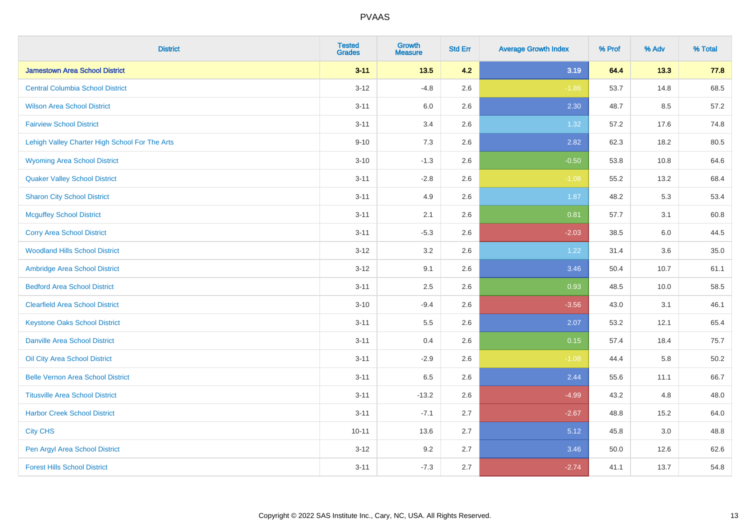# PVAAS

| District | Tested Grades | Growth Measure | Std Err | Average Growth Index | % Prof | % Adv | % Total |
|---|---|---|---|---|---|---|---|
| **Jamestown Area School District** | **3-11** | **13.5** | **4.2** | **3.19** | **64.4** | **13.3** | **77.8** |
| Central Columbia School District | 3-12 | -4.8 | 2.6 | -1.86 | 53.7 | 14.8 | 68.5 |
| Wilson Area School District | 3-11 | 6.0 | 2.6 | 2.30 | 48.7 | 8.5 | 57.2 |
| Fairview School District | 3-11 | 3.4 | 2.6 | 1.32 | 57.2 | 17.6 | 74.8 |
| Lehigh Valley Charter High School For The Arts | 9-10 | 7.3 | 2.6 | 2.82 | 62.3 | 18.2 | 80.5 |
| Wyoming Area School District | 3-10 | -1.3 | 2.6 | -0.50 | 53.8 | 10.8 | 64.6 |
| Quaker Valley School District | 3-11 | -2.8 | 2.6 | -1.08 | 55.2 | 13.2 | 68.4 |
| Sharon City School District | 3-11 | 4.9 | 2.6 | 1.87 | 48.2 | 5.3 | 53.4 |
| Mcguffey School District | 3-11 | 2.1 | 2.6 | 0.81 | 57.7 | 3.1 | 60.8 |
| Corry Area School District | 3-11 | -5.3 | 2.6 | -2.03 | 38.5 | 6.0 | 44.5 |
| Woodland Hills School District | 3-12 | 3.2 | 2.6 | 1.22 | 31.4 | 3.6 | 35.0 |
| Ambridge Area School District | 3-12 | 9.1 | 2.6 | 3.46 | 50.4 | 10.7 | 61.1 |
| Bedford Area School District | 3-11 | 2.5 | 2.6 | 0.93 | 48.5 | 10.0 | 58.5 |
| Clearfield Area School District | 3-10 | -9.4 | 2.6 | -3.56 | 43.0 | 3.1 | 46.1 |
| Keystone Oaks School District | 3-11 | 5.5 | 2.6 | 2.07 | 53.2 | 12.1 | 65.4 |
| Danville Area School District | 3-11 | 0.4 | 2.6 | 0.15 | 57.4 | 18.4 | 75.7 |
| Oil City Area School District | 3-11 | -2.9 | 2.6 | -1.08 | 44.4 | 5.8 | 50.2 |
| Belle Vernon Area School District | 3-11 | 6.5 | 2.6 | 2.44 | 55.6 | 11.1 | 66.7 |
| Titusville Area School District | 3-11 | -13.2 | 2.6 | -4.99 | 43.2 | 4.8 | 48.0 |
| Harbor Creek School District | 3-11 | -7.1 | 2.7 | -2.67 | 48.8 | 15.2 | 64.0 |
| City CHS | 10-11 | 13.6 | 2.7 | 5.12 | 45.8 | 3.0 | 48.8 |
| Pen Argyl Area School District | 3-12 | 9.2 | 2.7 | 3.46 | 50.0 | 12.6 | 62.6 |
| Forest Hills School District | 3-11 | -7.3 | 2.7 | -2.74 | 41.1 | 13.7 | 54.8 |

Copyright © 2022 SAS Institute Inc., Cary, NC, USA. All Rights Reserved.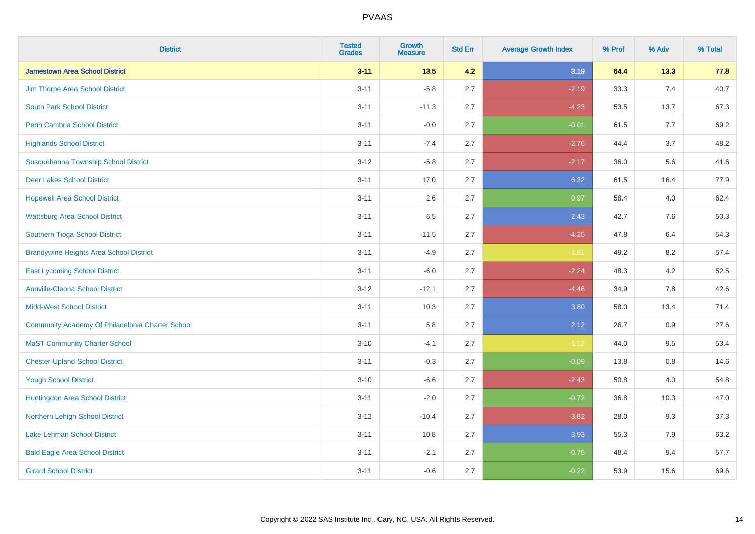| District | Tested Grades | Growth Measure | Std Err | Average Growth Index | % Prof | % Adv | % Total |
|---|---|---|---|---|---|---|---|
| **Jamestown Area School District** | **3-11** | **13.5** | **4.2** | **3.19** | **64.4** | **13.3** | **77.8** |
| Jim Thorpe Area School District | 3-11 | -5.8 | 2.7 | -2.19 | 33.3 | 7.4 | 40.7 |
| South Park School District | 3-11 | -11.3 | 2.7 | -4.23 | 53.5 | 13.7 | 67.3 |
| Penn Cambria School District | 3-11 | -0.0 | 2.7 | -0.01 | 61.5 | 7.7 | 69.2 |
| Highlands School District | 3-11 | -7.4 | 2.7 | -2.76 | 44.4 | 3.7 | 48.2 |
| Susquehanna Township School District | 3-12 | -5.8 | 2.7 | -2.17 | 36.0 | 5.6 | 41.6 |
| Deer Lakes School District | 3-11 | 17.0 | 2.7 | 6.32 | 61.5 | 16.4 | 77.9 |
| Hopewell Area School District | 3-11 | 2.6 | 2.7 | 0.97 | 58.4 | 4.0 | 62.4 |
| Wattsburg Area School District | 3-11 | 6.5 | 2.7 | 2.43 | 42.7 | 7.6 | 50.3 |
| Southern Tioga School District | 3-11 | -11.5 | 2.7 | -4.25 | 47.8 | 6.4 | 54.3 |
| Brandywine Heights Area School District | 3-11 | -4.9 | 2.7 | -1.81 | 49.2 | 8.2 | 57.4 |
| East Lycoming School District | 3-11 | -6.0 | 2.7 | -2.24 | 48.3 | 4.2 | 52.5 |
| Annville-Cleona School District | 3-12 | -12.1 | 2.7 | -4.46 | 34.9 | 7.8 | 42.6 |
| Midd-West School District | 3-11 | 10.3 | 2.7 | 3.80 | 58.0 | 13.4 | 71.4 |
| Community Academy Of Philadelphia Charter School | 3-11 | 5.8 | 2.7 | 2.12 | 26.7 | 0.9 | 27.6 |
| MaST Community Charter School | 3-10 | -4.1 | 2.7 | -1.52 | 44.0 | 9.5 | 53.4 |
| Chester-Upland School District | 3-11 | -0.3 | 2.7 | -0.09 | 13.8 | 0.8 | 14.6 |
| Yough School District | 3-10 | -6.6 | 2.7 | -2.43 | 50.8 | 4.0 | 54.8 |
| Huntingdon Area School District | 3-11 | -2.0 | 2.7 | -0.72 | 36.8 | 10.3 | 47.0 |
| Northern Lehigh School District | 3-12 | -10.4 | 2.7 | -3.82 | 28.0 | 9.3 | 37.3 |
| Lake-Lehman School District | 3-11 | 10.8 | 2.7 | 3.93 | 55.3 | 7.9 | 63.2 |
| Bald Eagle Area School District | 3-11 | -2.1 | 2.7 | -0.75 | 48.4 | 9.4 | 57.7 |
| Girard School District | 3-11 | -0.6 | 2.7 | -0.22 | 53.9 | 15.6 | 69.6 |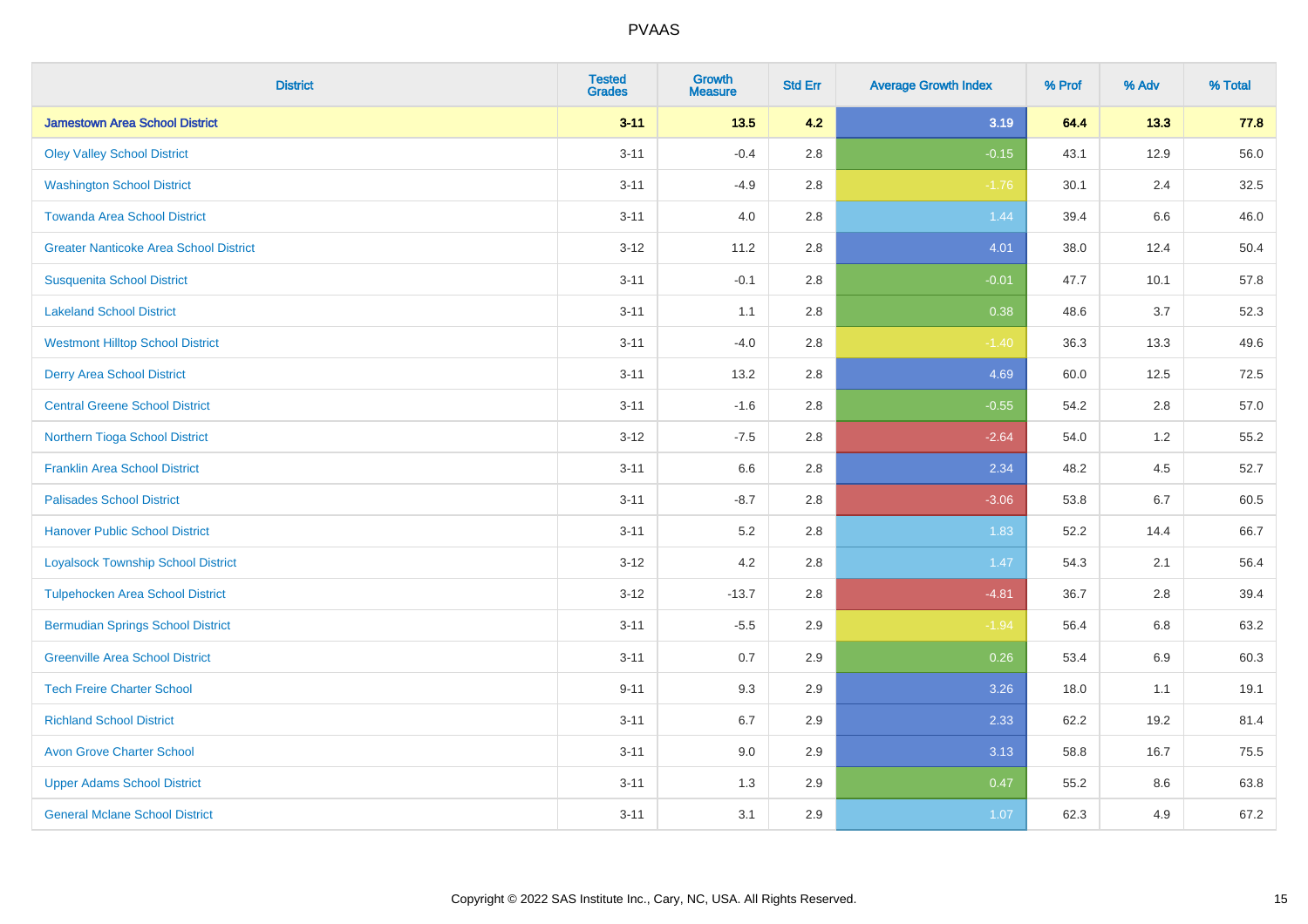| District | Tested Grades | Growth Measure | Std Err | Average Growth Index | % Prof | % Adv | % Total |
|---|---|---|---|---|---|---|---|
| **Jamestown Area School District** | **3-11** | **13.5** | **4.2** | **3.19** | **64.4** | **13.3** | **77.8** |
| Oley Valley School District | 3-11 | -0.4 | 2.8 | -0.15 | 43.1 | 12.9 | 56.0 |
| Washington School District | 3-11 | -4.9 | 2.8 | -1.76 | 30.1 | 2.4 | 32.5 |
| Towanda Area School District | 3-11 | 4.0 | 2.8 | 1.44 | 39.4 | 6.6 | 46.0 |
| Greater Nanticoke Area School District | 3-12 | 11.2 | 2.8 | 4.01 | 38.0 | 12.4 | 50.4 |
| Susquenita School District | 3-11 | -0.1 | 2.8 | -0.01 | 47.7 | 10.1 | 57.8 |
| Lakeland School District | 3-11 | 1.1 | 2.8 | 0.38 | 48.6 | 3.7 | 52.3 |
| Westmont Hilltop School District | 3-11 | -4.0 | 2.8 | -1.40 | 36.3 | 13.3 | 49.6 |
| Derry Area School District | 3-11 | 13.2 | 2.8 | 4.69 | 60.0 | 12.5 | 72.5 |
| Central Greene School District | 3-11 | -1.6 | 2.8 | -0.55 | 54.2 | 2.8 | 57.0 |
| Northern Tioga School District | 3-12 | -7.5 | 2.8 | -2.64 | 54.0 | 1.2 | 55.2 |
| Franklin Area School District | 3-11 | 6.6 | 2.8 | 2.34 | 48.2 | 4.5 | 52.7 |
| Palisades School District | 3-11 | -8.7 | 2.8 | -3.06 | 53.8 | 6.7 | 60.5 |
| Hanover Public School District | 3-11 | 5.2 | 2.8 | 1.83 | 52.2 | 14.4 | 66.7 |
| Loyalsock Township School District | 3-12 | 4.2 | 2.8 | 1.47 | 54.3 | 2.1 | 56.4 |
| Tulpehocken Area School District | 3-12 | -13.7 | 2.8 | -4.81 | 36.7 | 2.8 | 39.4 |
| Bermudian Springs School District | 3-11 | -5.5 | 2.9 | -1.94 | 56.4 | 6.8 | 63.2 |
| Greenville Area School District | 3-11 | 0.7 | 2.9 | 0.26 | 53.4 | 6.9 | 60.3 |
| Tech Freire Charter School | 9-11 | 9.3 | 2.9 | 3.26 | 18.0 | 1.1 | 19.1 |
| Richland School District | 3-11 | 6.7 | 2.9 | 2.33 | 62.2 | 19.2 | 81.4 |
| Avon Grove Charter School | 3-11 | 9.0 | 2.9 | 3.13 | 58.8 | 16.7 | 75.5 |
| Upper Adams School District | 3-11 | 1.3 | 2.9 | 0.47 | 55.2 | 8.6 | 63.8 |
| General Mclane School District | 3-11 | 3.1 | 2.9 | 1.07 | 62.3 | 4.9 | 67.2 |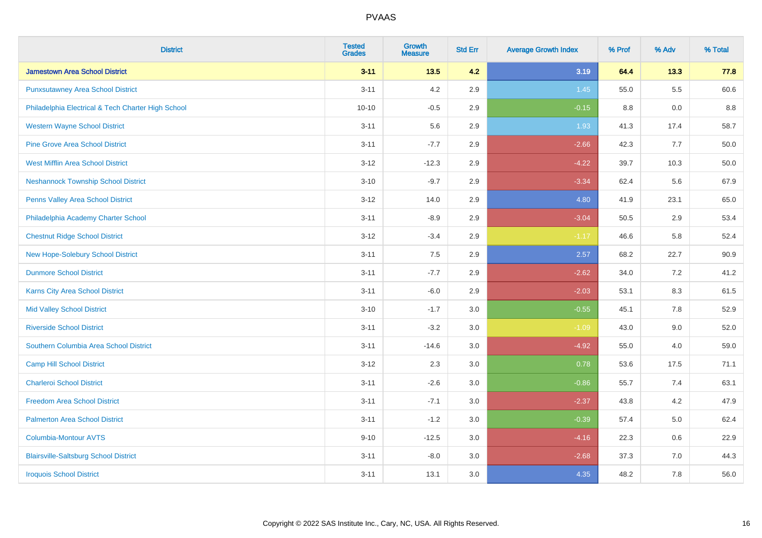# PVAAS

| District | Tested Grades | Growth Measure | Std Err | Average Growth Index | % Prof | % Adv | % Total |
|---|---|---|---|---|---|---|---|
| **Jamestown Area School District** | **3-11** | **13.5** | **4.2** | **3.19** | **64.4** | **13.3** | **77.8** |
| Punxsutawney Area School District | 3-11 | 4.2 | 2.9 | 1.45 | 55.0 | 5.5 | 60.6 |
| Philadelphia Electrical & Tech Charter High School | 10-10 | -0.5 | 2.9 | -0.15 | 8.8 | 0.0 | 8.8 |
| Western Wayne School District | 3-11 | 5.6 | 2.9 | 1.93 | 41.3 | 17.4 | 58.7 |
| Pine Grove Area School District | 3-11 | -7.7 | 2.9 | -2.66 | 42.3 | 7.7 | 50.0 |
| West Mifflin Area School District | 3-12 | -12.3 | 2.9 | -4.22 | 39.7 | 10.3 | 50.0 |
| Neshannock Township School District | 3-10 | -9.7 | 2.9 | -3.34 | 62.4 | 5.6 | 67.9 |
| Penns Valley Area School District | 3-12 | 14.0 | 2.9 | 4.80 | 41.9 | 23.1 | 65.0 |
| Philadelphia Academy Charter School | 3-11 | -8.9 | 2.9 | -3.04 | 50.5 | 2.9 | 53.4 |
| Chestnut Ridge School District | 3-12 | -3.4 | 2.9 | -1.17 | 46.6 | 5.8 | 52.4 |
| New Hope-Solebury School District | 3-11 | 7.5 | 2.9 | 2.57 | 68.2 | 22.7 | 90.9 |
| Dunmore School District | 3-11 | -7.7 | 2.9 | -2.62 | 34.0 | 7.2 | 41.2 |
| Karns City Area School District | 3-11 | -6.0 | 2.9 | -2.03 | 53.1 | 8.3 | 61.5 |
| Mid Valley School District | 3-10 | -1.7 | 3.0 | -0.55 | 45.1 | 7.8 | 52.9 |
| Riverside School District | 3-11 | -3.2 | 3.0 | -1.09 | 43.0 | 9.0 | 52.0 |
| Southern Columbia Area School District | 3-11 | -14.6 | 3.0 | -4.92 | 55.0 | 4.0 | 59.0 |
| Camp Hill School District | 3-12 | 2.3 | 3.0 | 0.78 | 53.6 | 17.5 | 71.1 |
| Charleroi School District | 3-11 | -2.6 | 3.0 | -0.86 | 55.7 | 7.4 | 63.1 |
| Freedom Area School District | 3-11 | -7.1 | 3.0 | -2.37 | 43.8 | 4.2 | 47.9 |
| Palmerton Area School District | 3-11 | -1.2 | 3.0 | -0.39 | 57.4 | 5.0 | 62.4 |
| Columbia-Montour AVTS | 9-10 | -12.5 | 3.0 | -4.16 | 22.3 | 0.6 | 22.9 |
| Blairsville-Saltsburg School District | 3-11 | -8.0 | 3.0 | -2.68 | 37.3 | 7.0 | 44.3 |
| Iroquois School District | 3-11 | 13.1 | 3.0 | 4.35 | 48.2 | 7.8 | 56.0 |

Copyright © 2022 SAS Institute Inc., Cary, NC, USA. All Rights Reserved.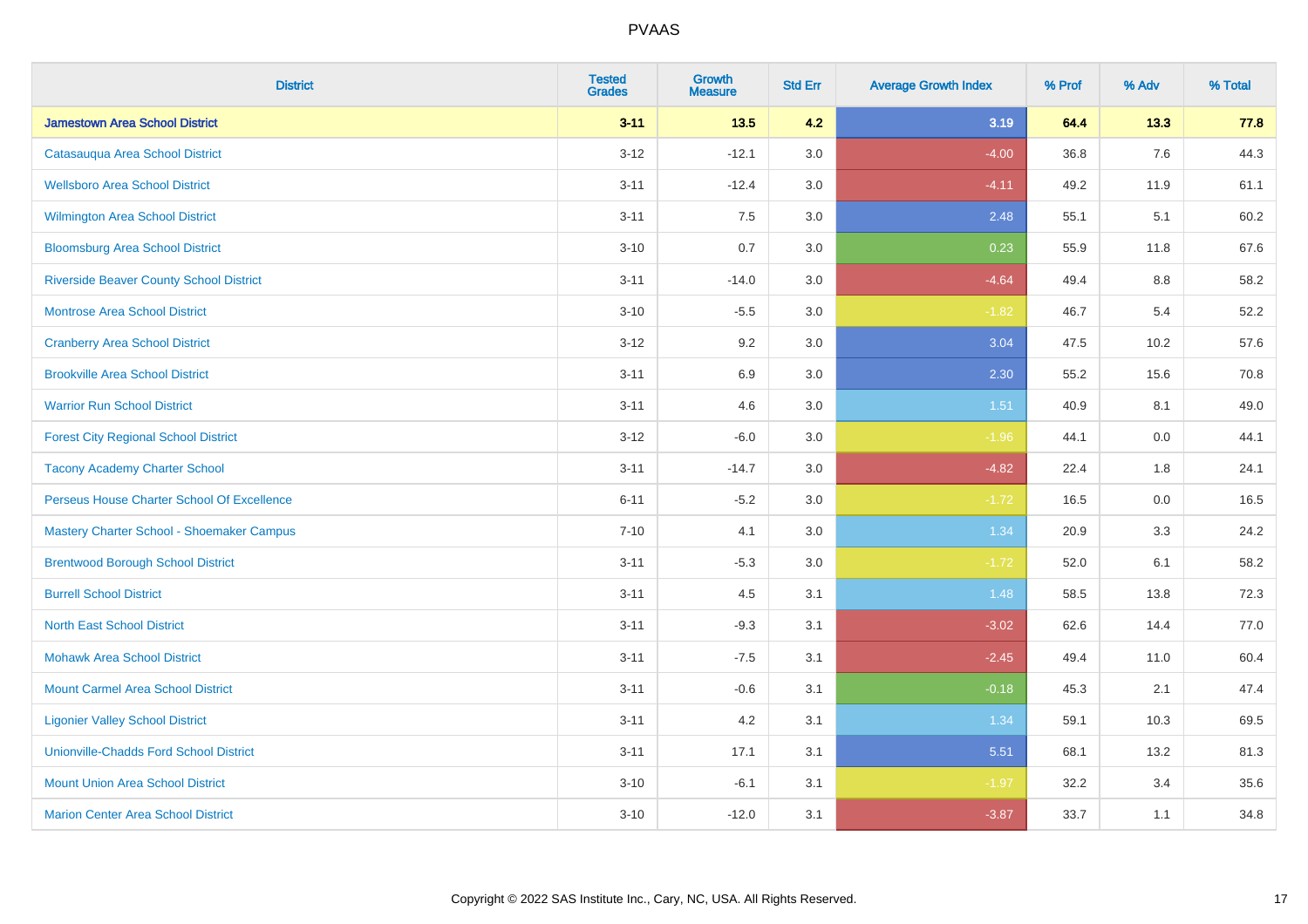# PVAAS

| District | Tested Grades | Growth Measure | Std Err | Average Growth Index | % Prof | % Adv | % Total |
|---|---|---|---|---|---|---|---|
| **Jamestown Area School District** | **3-11** | **13.5** | **4.2** | **3.19** | **64.4** | **13.3** | **77.8** |
| Catasauqua Area School District | 3-12 | -12.1 | 3.0 | -4.00 | 36.8 | 7.6 | 44.3 |
| Wellsboro Area School District | 3-11 | -12.4 | 3.0 | -4.11 | 49.2 | 11.9 | 61.1 |
| Wilmington Area School District | 3-11 | 7.5 | 3.0 | 2.48 | 55.1 | 5.1 | 60.2 |
| Bloomsburg Area School District | 3-10 | 0.7 | 3.0 | 0.23 | 55.9 | 11.8 | 67.6 |
| Riverside Beaver County School District | 3-11 | -14.0 | 3.0 | -4.64 | 49.4 | 8.8 | 58.2 |
| Montrose Area School District | 3-10 | -5.5 | 3.0 | -1.82 | 46.7 | 5.4 | 52.2 |
| Cranberry Area School District | 3-12 | 9.2 | 3.0 | 3.04 | 47.5 | 10.2 | 57.6 |
| Brookville Area School District | 3-11 | 6.9 | 3.0 | 2.30 | 55.2 | 15.6 | 70.8 |
| Warrior Run School District | 3-11 | 4.6 | 3.0 | 1.51 | 40.9 | 8.1 | 49.0 |
| Forest City Regional School District | 3-12 | -6.0 | 3.0 | -1.96 | 44.1 | 0.0 | 44.1 |
| Tacony Academy Charter School | 3-11 | -14.7 | 3.0 | -4.82 | 22.4 | 1.8 | 24.1 |
| Perseus House Charter School Of Excellence | 6-11 | -5.2 | 3.0 | -1.72 | 16.5 | 0.0 | 16.5 |
| Mastery Charter School - Shoemaker Campus | 7-10 | 4.1 | 3.0 | 1.34 | 20.9 | 3.3 | 24.2 |
| Brentwood Borough School District | 3-11 | -5.3 | 3.0 | -1.72 | 52.0 | 6.1 | 58.2 |
| Burrell School District | 3-11 | 4.5 | 3.1 | 1.48 | 58.5 | 13.8 | 72.3 |
| North East School District | 3-11 | -9.3 | 3.1 | -3.02 | 62.6 | 14.4 | 77.0 |
| Mohawk Area School District | 3-11 | -7.5 | 3.1 | -2.45 | 49.4 | 11.0 | 60.4 |
| Mount Carmel Area School District | 3-11 | -0.6 | 3.1 | -0.18 | 45.3 | 2.1 | 47.4 |
| Ligonier Valley School District | 3-11 | 4.2 | 3.1 | 1.34 | 59.1 | 10.3 | 69.5 |
| Unionville-Chadds Ford School District | 3-11 | 17.1 | 3.1 | 5.51 | 68.1 | 13.2 | 81.3 |
| Mount Union Area School District | 3-10 | -6.1 | 3.1 | -1.97 | 32.2 | 3.4 | 35.6 |
| Marion Center Area School District | 3-10 | -12.0 | 3.1 | -3.87 | 33.7 | 1.1 | 34.8 |

Copyright © 2022 SAS Institute Inc., Cary, NC, USA. All Rights Reserved.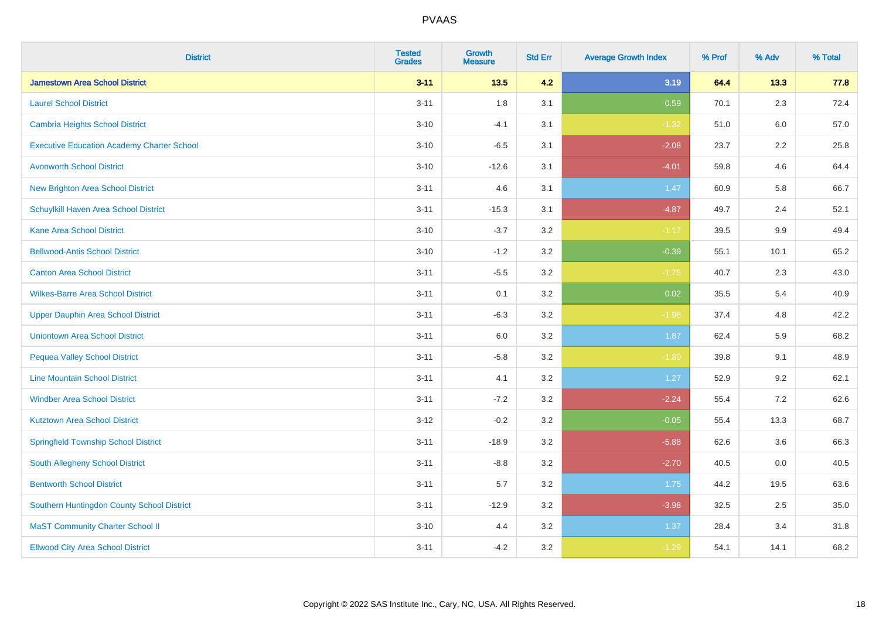| District | Tested Grades | Growth Measure | Std Err | Average Growth Index | % Prof | % Adv | % Total |
|---|---|---|---|---|---|---|---|
| **Jamestown Area School District** | **3-11** | **13.5** | **4.2** | **3.19** | **64.4** | **13.3** | **77.8** |
| Laurel School District | 3-11 | 1.8 | 3.1 | 0.59 | 70.1 | 2.3 | 72.4 |
| Cambria Heights School District | 3-10 | -4.1 | 3.1 | -1.32 | 51.0 | 6.0 | 57.0 |
| Executive Education Academy Charter School | 3-10 | -6.5 | 3.1 | -2.08 | 23.7 | 2.2 | 25.8 |
| Avonworth School District | 3-10 | -12.6 | 3.1 | -4.01 | 59.8 | 4.6 | 64.4 |
| New Brighton Area School District | 3-11 | 4.6 | 3.1 | 1.47 | 60.9 | 5.8 | 66.7 |
| Schuylkill Haven Area School District | 3-11 | -15.3 | 3.1 | -4.87 | 49.7 | 2.4 | 52.1 |
| Kane Area School District | 3-10 | -3.7 | 3.2 | -1.17 | 39.5 | 9.9 | 49.4 |
| Bellwood-Antis School District | 3-10 | -1.2 | 3.2 | -0.39 | 55.1 | 10.1 | 65.2 |
| Canton Area School District | 3-11 | -5.5 | 3.2 | -1.75 | 40.7 | 2.3 | 43.0 |
| Wilkes-Barre Area School District | 3-11 | 0.1 | 3.2 | 0.02 | 35.5 | 5.4 | 40.9 |
| Upper Dauphin Area School District | 3-11 | -6.3 | 3.2 | -1.98 | 37.4 | 4.8 | 42.2 |
| Uniontown Area School District | 3-11 | 6.0 | 3.2 | 1.87 | 62.4 | 5.9 | 68.2 |
| Pequea Valley School District | 3-11 | -5.8 | 3.2 | -1.80 | 39.8 | 9.1 | 48.9 |
| Line Mountain School District | 3-11 | 4.1 | 3.2 | 1.27 | 52.9 | 9.2 | 62.1 |
| Windber Area School District | 3-11 | -7.2 | 3.2 | -2.24 | 55.4 | 7.2 | 62.6 |
| Kutztown Area School District | 3-12 | -0.2 | 3.2 | -0.05 | 55.4 | 13.3 | 68.7 |
| Springfield Township School District | 3-11 | -18.9 | 3.2 | -5.88 | 62.6 | 3.6 | 66.3 |
| South Allegheny School District | 3-11 | -8.8 | 3.2 | -2.70 | 40.5 | 0.0 | 40.5 |
| Bentworth School District | 3-11 | 5.7 | 3.2 | 1.75 | 44.2 | 19.5 | 63.6 |
| Southern Huntingdon County School District | 3-11 | -12.9 | 3.2 | -3.98 | 32.5 | 2.5 | 35.0 |
| MaST Community Charter School II | 3-10 | 4.4 | 3.2 | 1.37 | 28.4 | 3.4 | 31.8 |
| Ellwood City Area School District | 3-11 | -4.2 | 3.2 | -1.29 | 54.1 | 14.1 | 68.2 |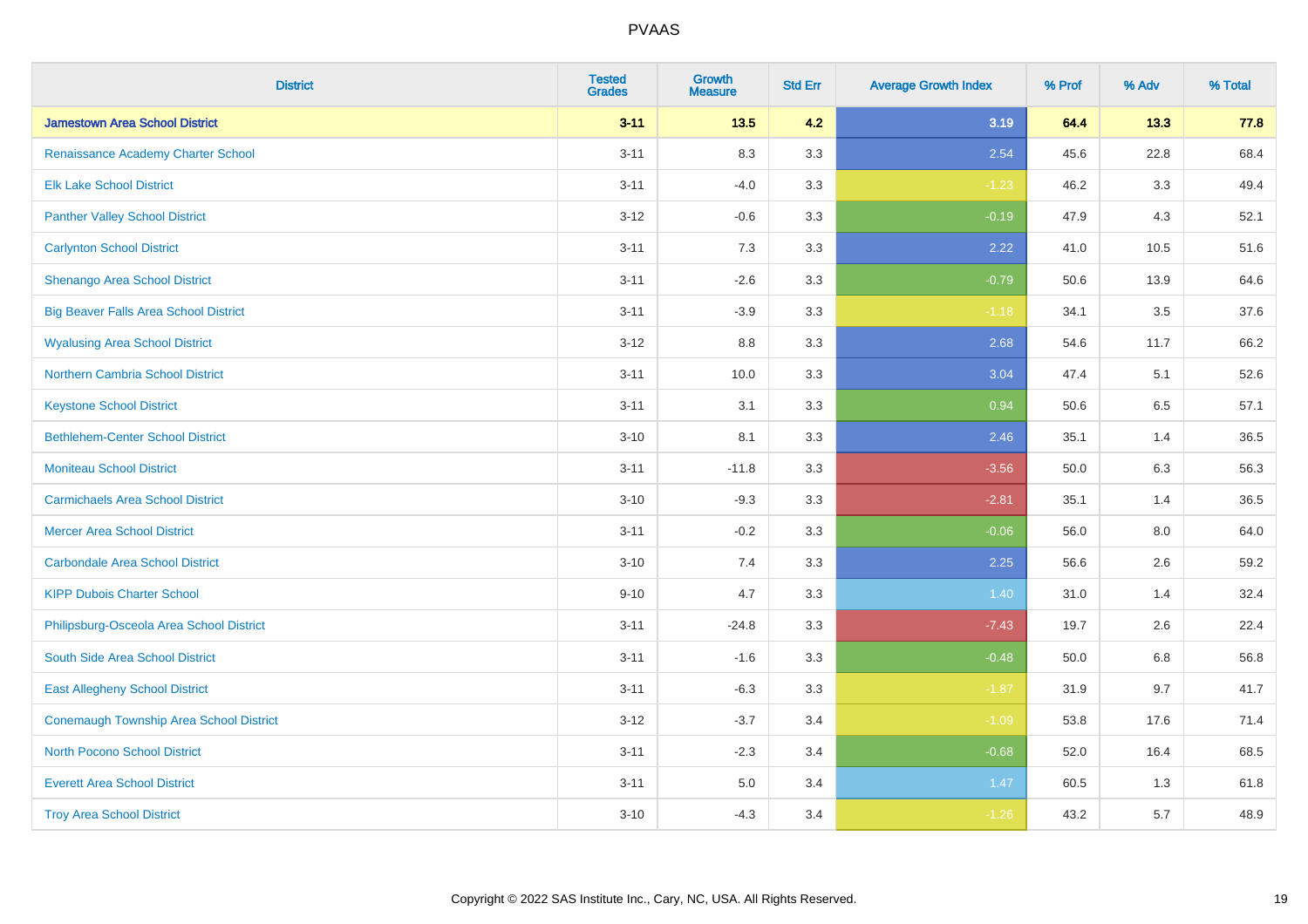| District | Tested Grades | Growth Measure | Std Err | Average Growth Index | % Prof | % Adv | % Total |
|---|---|---|---|---|---|---|---|
| **Jamestown Area School District** | **3-11** | **13.5** | **4.2** | **3.19** | **64.4** | **13.3** | **77.8** |
| Renaissance Academy Charter School | 3-11 | 8.3 | 3.3 | 2.54 | 45.6 | 22.8 | 68.4 |
| Elk Lake School District | 3-11 | -4.0 | 3.3 | -1.23 | 46.2 | 3.3 | 49.4 |
| Panther Valley School District | 3-12 | -0.6 | 3.3 | -0.19 | 47.9 | 4.3 | 52.1 |
| Carlynton School District | 3-11 | 7.3 | 3.3 | 2.22 | 41.0 | 10.5 | 51.6 |
| Shenango Area School District | 3-11 | -2.6 | 3.3 | -0.79 | 50.6 | 13.9 | 64.6 |
| Big Beaver Falls Area School District | 3-11 | -3.9 | 3.3 | -1.18 | 34.1 | 3.5 | 37.6 |
| Wyalusing Area School District | 3-12 | 8.8 | 3.3 | 2.68 | 54.6 | 11.7 | 66.2 |
| Northern Cambria School District | 3-11 | 10.0 | 3.3 | 3.04 | 47.4 | 5.1 | 52.6 |
| Keystone School District | 3-11 | 3.1 | 3.3 | 0.94 | 50.6 | 6.5 | 57.1 |
| Bethlehem-Center School District | 3-10 | 8.1 | 3.3 | 2.46 | 35.1 | 1.4 | 36.5 |
| Moniteau School District | 3-11 | -11.8 | 3.3 | -3.56 | 50.0 | 6.3 | 56.3 |
| Carmichaels Area School District | 3-10 | -9.3 | 3.3 | -2.81 | 35.1 | 1.4 | 36.5 |
| Mercer Area School District | 3-11 | -0.2 | 3.3 | -0.06 | 56.0 | 8.0 | 64.0 |
| Carbondale Area School District | 3-10 | 7.4 | 3.3 | 2.25 | 56.6 | 2.6 | 59.2 |
| KIPP Dubois Charter School | 9-10 | 4.7 | 3.3 | 1.40 | 31.0 | 1.4 | 32.4 |
| Philipsburg-Osceola Area School District | 3-11 | -24.8 | 3.3 | -7.43 | 19.7 | 2.6 | 22.4 |
| South Side Area School District | 3-11 | -1.6 | 3.3 | -0.48 | 50.0 | 6.8 | 56.8 |
| East Allegheny School District | 3-11 | -6.3 | 3.3 | -1.87 | 31.9 | 9.7 | 41.7 |
| Conemaugh Township Area School District | 3-12 | -3.7 | 3.4 | -1.09 | 53.8 | 17.6 | 71.4 |
| North Pocono School District | 3-11 | -2.3 | 3.4 | -0.68 | 52.0 | 16.4 | 68.5 |
| Everett Area School District | 3-11 | 5.0 | 3.4 | 1.47 | 60.5 | 1.3 | 61.8 |
| Troy Area School District | 3-10 | -4.3 | 3.4 | -1.26 | 43.2 | 5.7 | 48.9 |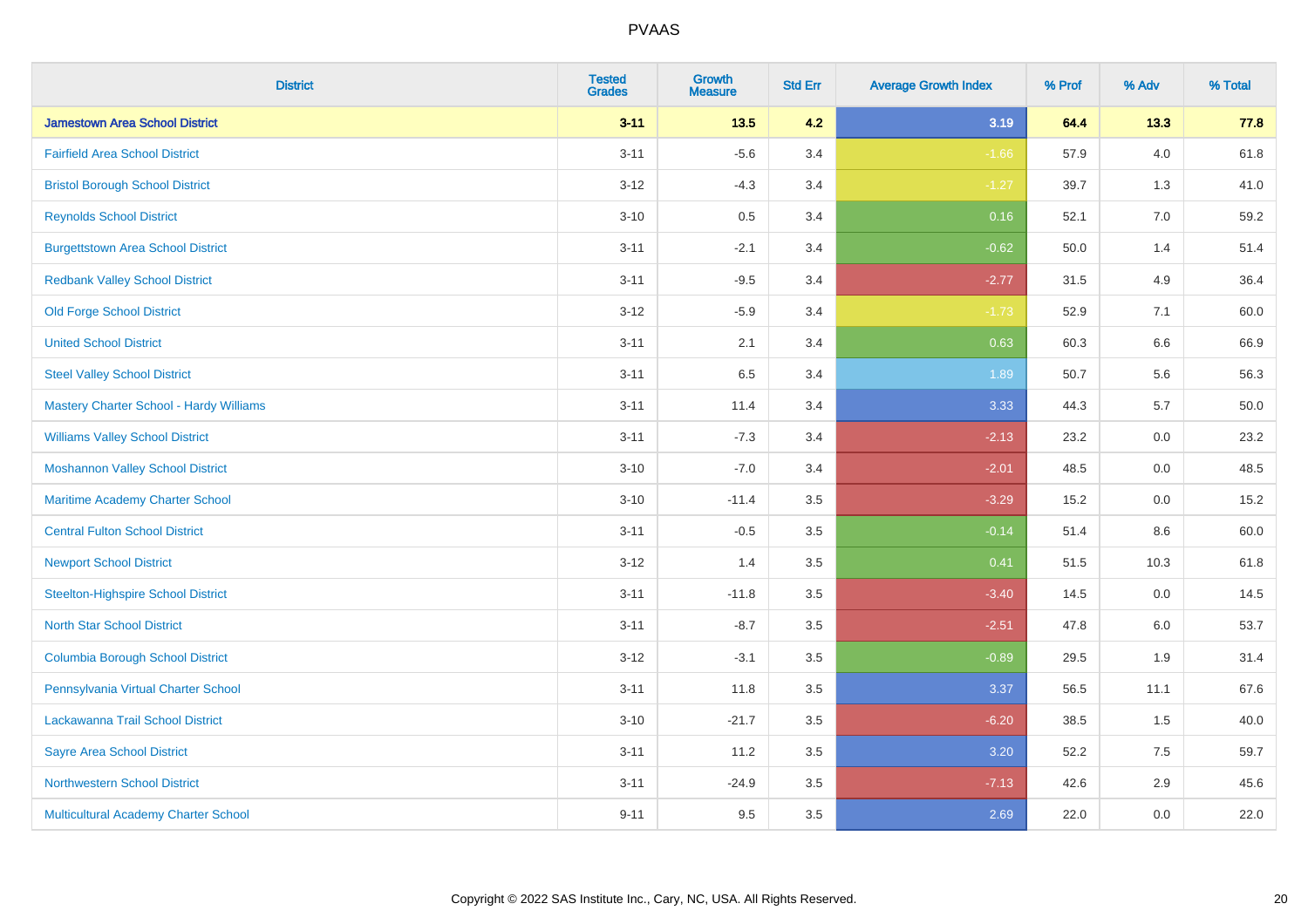| District | Tested Grades | Growth Measure | Std Err | Average Growth Index | % Prof | % Adv | % Total |
|---|---|---|---|---|---|---|---|
| **Jamestown Area School District** | **3-11** | **13.5** | **4.2** | **3.19** | **64.4** | **13.3** | **77.8** |
| Fairfield Area School District | 3-11 | -5.6 | 3.4 | -1.66 | 57.9 | 4.0 | 61.8 |
| Bristol Borough School District | 3-12 | -4.3 | 3.4 | -1.27 | 39.7 | 1.3 | 41.0 |
| Reynolds School District | 3-10 | 0.5 | 3.4 | 0.16 | 52.1 | 7.0 | 59.2 |
| Burgettstown Area School District | 3-11 | -2.1 | 3.4 | -0.62 | 50.0 | 1.4 | 51.4 |
| Redbank Valley School District | 3-11 | -9.5 | 3.4 | -2.77 | 31.5 | 4.9 | 36.4 |
| Old Forge School District | 3-12 | -5.9 | 3.4 | -1.73 | 52.9 | 7.1 | 60.0 |
| United School District | 3-11 | 2.1 | 3.4 | 0.63 | 60.3 | 6.6 | 66.9 |
| Steel Valley School District | 3-11 | 6.5 | 3.4 | 1.89 | 50.7 | 5.6 | 56.3 |
| Mastery Charter School - Hardy Williams | 3-11 | 11.4 | 3.4 | 3.33 | 44.3 | 5.7 | 50.0 |
| Williams Valley School District | 3-11 | -7.3 | 3.4 | -2.13 | 23.2 | 0.0 | 23.2 |
| Moshannon Valley School District | 3-10 | -7.0 | 3.4 | -2.01 | 48.5 | 0.0 | 48.5 |
| Maritime Academy Charter School | 3-10 | -11.4 | 3.5 | -3.29 | 15.2 | 0.0 | 15.2 |
| Central Fulton School District | 3-11 | -0.5 | 3.5 | -0.14 | 51.4 | 8.6 | 60.0 |
| Newport School District | 3-12 | 1.4 | 3.5 | 0.41 | 51.5 | 10.3 | 61.8 |
| Steelton-Highspire School District | 3-11 | -11.8 | 3.5 | -3.40 | 14.5 | 0.0 | 14.5 |
| North Star School District | 3-11 | -8.7 | 3.5 | -2.51 | 47.8 | 6.0 | 53.7 |
| Columbia Borough School District | 3-12 | -3.1 | 3.5 | -0.89 | 29.5 | 1.9 | 31.4 |
| Pennsylvania Virtual Charter School | 3-11 | 11.8 | 3.5 | 3.37 | 56.5 | 11.1 | 67.6 |
| Lackawanna Trail School District | 3-10 | -21.7 | 3.5 | -6.20 | 38.5 | 1.5 | 40.0 |
| Sayre Area School District | 3-11 | 11.2 | 3.5 | 3.20 | 52.2 | 7.5 | 59.7 |
| Northwestern School District | 3-11 | -24.9 | 3.5 | -7.13 | 42.6 | 2.9 | 45.6 |
| Multicultural Academy Charter School | 9-11 | 9.5 | 3.5 | 2.69 | 22.0 | 0.0 | 22.0 |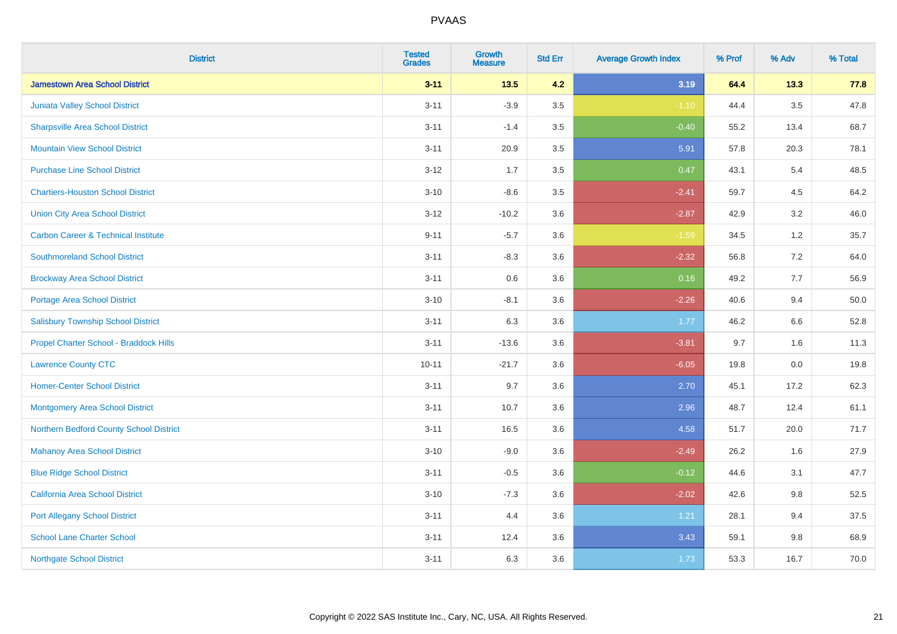| District | Tested Grades | Growth Measure | Std Err | Average Growth Index | % Prof | % Adv | % Total |
|---|---|---|---|---|---|---|---|
| **Jamestown Area School District** | **3-11** | **13.5** | **4.2** | **3.19** | **64.4** | **13.3** | **77.8** |
| Juniata Valley School District | 3-11 | -3.9 | 3.5 | -1.10 | 44.4 | 3.5 | 47.8 |
| Sharpsville Area School District | 3-11 | -1.4 | 3.5 | -0.40 | 55.2 | 13.4 | 68.7 |
| Mountain View School District | 3-11 | 20.9 | 3.5 | 5.91 | 57.8 | 20.3 | 78.1 |
| Purchase Line School District | 3-12 | 1.7 | 3.5 | 0.47 | 43.1 | 5.4 | 48.5 |
| Chartiers-Houston School District | 3-10 | -8.6 | 3.5 | -2.41 | 59.7 | 4.5 | 64.2 |
| Union City Area School District | 3-12 | -10.2 | 3.6 | -2.87 | 42.9 | 3.2 | 46.0 |
| Carbon Career & Technical Institute | 9-11 | -5.7 | 3.6 | -1.59 | 34.5 | 1.2 | 35.7 |
| Southmoreland School District | 3-11 | -8.3 | 3.6 | -2.32 | 56.8 | 7.2 | 64.0 |
| Brockway Area School District | 3-11 | 0.6 | 3.6 | 0.16 | 49.2 | 7.7 | 56.9 |
| Portage Area School District | 3-10 | -8.1 | 3.6 | -2.26 | 40.6 | 9.4 | 50.0 |
| Salisbury Township School District | 3-11 | 6.3 | 3.6 | 1.77 | 46.2 | 6.6 | 52.8 |
| Propel Charter School - Braddock Hills | 3-11 | -13.6 | 3.6 | -3.81 | 9.7 | 1.6 | 11.3 |
| Lawrence County CTC | 10-11 | -21.7 | 3.6 | -6.05 | 19.8 | 0.0 | 19.8 |
| Homer-Center School District | 3-11 | 9.7 | 3.6 | 2.70 | 45.1 | 17.2 | 62.3 |
| Montgomery Area School District | 3-11 | 10.7 | 3.6 | 2.96 | 48.7 | 12.4 | 61.1 |
| Northern Bedford County School District | 3-11 | 16.5 | 3.6 | 4.58 | 51.7 | 20.0 | 71.7 |
| Mahanoy Area School District | 3-10 | -9.0 | 3.6 | -2.49 | 26.2 | 1.6 | 27.9 |
| Blue Ridge School District | 3-11 | -0.5 | 3.6 | -0.12 | 44.6 | 3.1 | 47.7 |
| California Area School District | 3-10 | -7.3 | 3.6 | -2.02 | 42.6 | 9.8 | 52.5 |
| Port Allegany School District | 3-11 | 4.4 | 3.6 | 1.21 | 28.1 | 9.4 | 37.5 |
| School Lane Charter School | 3-11 | 12.4 | 3.6 | 3.43 | 59.1 | 9.8 | 68.9 |
| Northgate School District | 3-11 | 6.3 | 3.6 | 1.73 | 53.3 | 16.7 | 70.0 |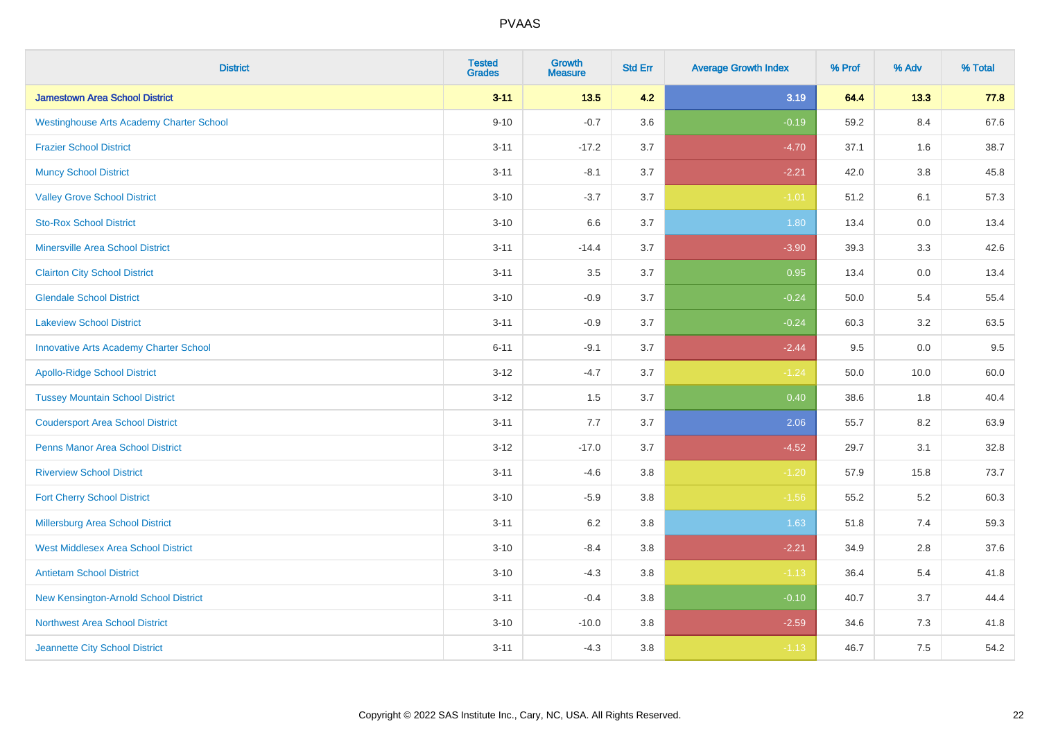# PVAAS

| District | Tested Grades | Growth Measure | Std Err | Average Growth Index | % Prof | % Adv | % Total |
|---|---|---|---|---|---|---|---|
| **Jamestown Area School District** | **3-11** | **13.5** | **4.2** | **3.19** | **64.4** | **13.3** | **77.8** |
| Westinghouse Arts Academy Charter School | 9-10 | -0.7 | 3.6 | -0.19 | 59.2 | 8.4 | 67.6 |
| Frazier School District | 3-11 | -17.2 | 3.7 | -4.70 | 37.1 | 1.6 | 38.7 |
| Muncy School District | 3-11 | -8.1 | 3.7 | -2.21 | 42.0 | 3.8 | 45.8 |
| Valley Grove School District | 3-10 | -3.7 | 3.7 | -1.01 | 51.2 | 6.1 | 57.3 |
| Sto-Rox School District | 3-10 | 6.6 | 3.7 | 1.80 | 13.4 | 0.0 | 13.4 |
| Minersville Area School District | 3-11 | -14.4 | 3.7 | -3.90 | 39.3 | 3.3 | 42.6 |
| Clairton City School District | 3-11 | 3.5 | 3.7 | 0.95 | 13.4 | 0.0 | 13.4 |
| Glendale School District | 3-10 | -0.9 | 3.7 | -0.24 | 50.0 | 5.4 | 55.4 |
| Lakeview School District | 3-11 | -0.9 | 3.7 | -0.24 | 60.3 | 3.2 | 63.5 |
| Innovative Arts Academy Charter School | 6-11 | -9.1 | 3.7 | -2.44 | 9.5 | 0.0 | 9.5 |
| Apollo-Ridge School District | 3-12 | -4.7 | 3.7 | -1.24 | 50.0 | 10.0 | 60.0 |
| Tussey Mountain School District | 3-12 | 1.5 | 3.7 | 0.40 | 38.6 | 1.8 | 40.4 |
| Coudersport Area School District | 3-11 | 7.7 | 3.7 | 2.06 | 55.7 | 8.2 | 63.9 |
| Penns Manor Area School District | 3-12 | -17.0 | 3.7 | -4.52 | 29.7 | 3.1 | 32.8 |
| Riverview School District | 3-11 | -4.6 | 3.8 | -1.20 | 57.9 | 15.8 | 73.7 |
| Fort Cherry School District | 3-10 | -5.9 | 3.8 | -1.56 | 55.2 | 5.2 | 60.3 |
| Millersburg Area School District | 3-11 | 6.2 | 3.8 | 1.63 | 51.8 | 7.4 | 59.3 |
| West Middlesex Area School District | 3-10 | -8.4 | 3.8 | -2.21 | 34.9 | 2.8 | 37.6 |
| Antietam School District | 3-10 | -4.3 | 3.8 | -1.13 | 36.4 | 5.4 | 41.8 |
| New Kensington-Arnold School District | 3-11 | -0.4 | 3.8 | -0.10 | 40.7 | 3.7 | 44.4 |
| Northwest Area School District | 3-10 | -10.0 | 3.8 | -2.59 | 34.6 | 7.3 | 41.8 |
| Jeannette City School District | 3-11 | -4.3 | 3.8 | -1.13 | 46.7 | 7.5 | 54.2 |

Copyright © 2022 SAS Institute Inc., Cary, NC, USA. All Rights Reserved.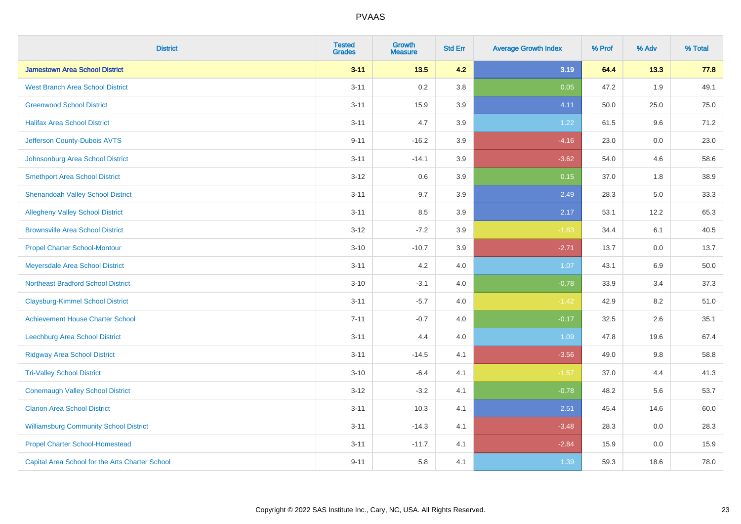| District | Tested Grades | Growth Measure | Std Err | Average Growth Index | % Prof | % Adv | % Total |
|---|---|---|---|---|---|---|---|
| **Jamestown Area School District** | **3-11** | **13.5** | **4.2** | **3.19** | **64.4** | **13.3** | **77.8** |
| West Branch Area School District | 3-11 | 0.2 | 3.8 | 0.05 | 47.2 | 1.9 | 49.1 |
| Greenwood School District | 3-11 | 15.9 | 3.9 | 4.11 | 50.0 | 25.0 | 75.0 |
| Halifax Area School District | 3-11 | 4.7 | 3.9 | 1.22 | 61.5 | 9.6 | 71.2 |
| Jefferson County-Dubois AVTS | 9-11 | -16.2 | 3.9 | -4.16 | 23.0 | 0.0 | 23.0 |
| Johnsonburg Area School District | 3-11 | -14.1 | 3.9 | -3.62 | 54.0 | 4.6 | 58.6 |
| Smethport Area School District | 3-12 | 0.6 | 3.9 | 0.15 | 37.0 | 1.8 | 38.9 |
| Shenandoah Valley School District | 3-11 | 9.7 | 3.9 | 2.49 | 28.3 | 5.0 | 33.3 |
| Allegheny Valley School District | 3-11 | 8.5 | 3.9 | 2.17 | 53.1 | 12.2 | 65.3 |
| Brownsville Area School District | 3-12 | -7.2 | 3.9 | -1.83 | 34.4 | 6.1 | 40.5 |
| Propel Charter School-Montour | 3-10 | -10.7 | 3.9 | -2.71 | 13.7 | 0.0 | 13.7 |
| Meyersdale Area School District | 3-11 | 4.2 | 4.0 | 1.07 | 43.1 | 6.9 | 50.0 |
| Northeast Bradford School District | 3-10 | -3.1 | 4.0 | -0.78 | 33.9 | 3.4 | 37.3 |
| Claysburg-Kimmel School District | 3-11 | -5.7 | 4.0 | -1.42 | 42.9 | 8.2 | 51.0 |
| Achievement House Charter School | 7-11 | -0.7 | 4.0 | -0.17 | 32.5 | 2.6 | 35.1 |
| Leechburg Area School District | 3-11 | 4.4 | 4.0 | 1.09 | 47.8 | 19.6 | 67.4 |
| Ridgway Area School District | 3-11 | -14.5 | 4.1 | -3.56 | 49.0 | 9.8 | 58.8 |
| Tri-Valley School District | 3-10 | -6.4 | 4.1 | -1.57 | 37.0 | 4.4 | 41.3 |
| Conemaugh Valley School District | 3-12 | -3.2 | 4.1 | -0.78 | 48.2 | 5.6 | 53.7 |
| Clarion Area School District | 3-11 | 10.3 | 4.1 | 2.51 | 45.4 | 14.6 | 60.0 |
| Williamsburg Community School District | 3-11 | -14.3 | 4.1 | -3.48 | 28.3 | 0.0 | 28.3 |
| Propel Charter School-Homestead | 3-11 | -11.7 | 4.1 | -2.84 | 15.9 | 0.0 | 15.9 |
| Capital Area School for the Arts Charter School | 9-11 | 5.8 | 4.1 | 1.39 | 59.3 | 18.6 | 78.0 |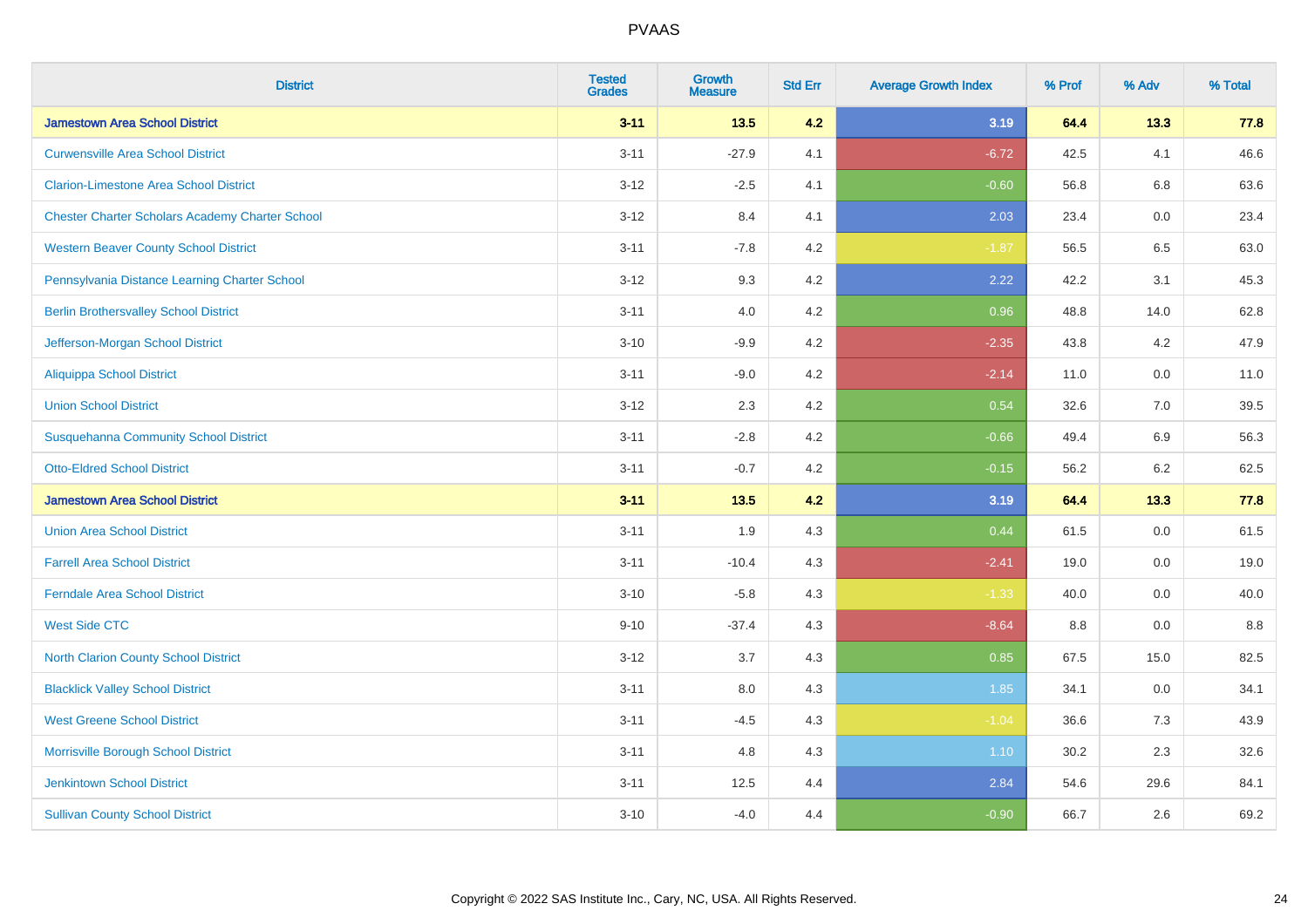# PVAAS

| District | Tested Grades | Growth Measure | Std Err | Average Growth Index | % Prof | % Adv | % Total |
|---|---|---|---|---|---|---|---|
| **Jamestown Area School District** | **3-11** | **13.5** | **4.2** | **3.19** | **64.4** | **13.3** | **77.8** |
| Curwensville Area School District | 3-11 | -27.9 | 4.1 | -6.72 | 42.5 | 4.1 | 46.6 |
| Clarion-Limestone Area School District | 3-12 | -2.5 | 4.1 | -0.60 | 56.8 | 6.8 | 63.6 |
| Chester Charter Scholars Academy Charter School | 3-12 | 8.4 | 4.1 | 2.03 | 23.4 | 0.0 | 23.4 |
| Western Beaver County School District | 3-11 | -7.8 | 4.2 | -1.87 | 56.5 | 6.5 | 63.0 |
| Pennsylvania Distance Learning Charter School | 3-12 | 9.3 | 4.2 | 2.22 | 42.2 | 3.1 | 45.3 |
| Berlin Brothersvalley School District | 3-11 | 4.0 | 4.2 | 0.96 | 48.8 | 14.0 | 62.8 |
| Jefferson-Morgan School District | 3-10 | -9.9 | 4.2 | -2.35 | 43.8 | 4.2 | 47.9 |
| Aliquippa School District | 3-11 | -9.0 | 4.2 | -2.14 | 11.0 | 0.0 | 11.0 |
| Union School District | 3-12 | 2.3 | 4.2 | 0.54 | 32.6 | 7.0 | 39.5 |
| Susquehanna Community School District | 3-11 | -2.8 | 4.2 | -0.66 | 49.4 | 6.9 | 56.3 |
| Otto-Eldred School District | 3-11 | -0.7 | 4.2 | -0.15 | 56.2 | 6.2 | 62.5 |
| **Jamestown Area School District** | **3-11** | **13.5** | **4.2** | **3.19** | **64.4** | **13.3** | **77.8** |
| Union Area School District | 3-11 | 1.9 | 4.3 | 0.44 | 61.5 | 0.0 | 61.5 |
| Farrell Area School District | 3-11 | -10.4 | 4.3 | -2.41 | 19.0 | 0.0 | 19.0 |
| Ferndale Area School District | 3-10 | -5.8 | 4.3 | -1.33 | 40.0 | 0.0 | 40.0 |
| West Side CTC | 9-10 | -37.4 | 4.3 | -8.64 | 8.8 | 0.0 | 8.8 |
| North Clarion County School District | 3-12 | 3.7 | 4.3 | 0.85 | 67.5 | 15.0 | 82.5 |
| Blacklick Valley School District | 3-11 | 8.0 | 4.3 | 1.85 | 34.1 | 0.0 | 34.1 |
| West Greene School District | 3-11 | -4.5 | 4.3 | -1.04 | 36.6 | 7.3 | 43.9 |
| Morrisville Borough School District | 3-11 | 4.8 | 4.3 | 1.10 | 30.2 | 2.3 | 32.6 |
| Jenkintown School District | 3-11 | 12.5 | 4.4 | 2.84 | 54.6 | 29.6 | 84.1 |
| Sullivan County School District | 3-10 | -4.0 | 4.4 | -0.90 | 66.7 | 2.6 | 69.2 |

Copyright © 2022 SAS Institute Inc., Cary, NC, USA. All Rights Reserved.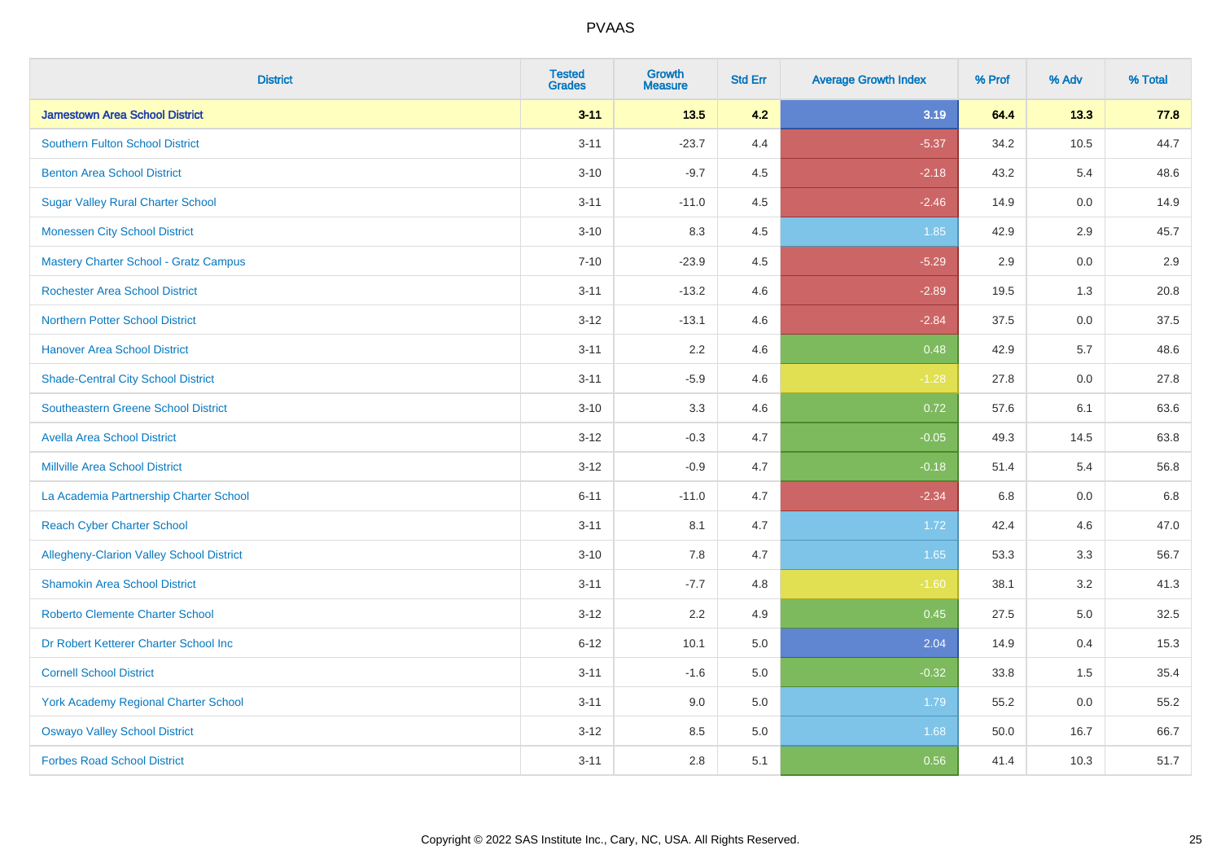| District | Tested Grades | Growth Measure | Std Err | Average Growth Index | % Prof | % Adv | % Total |
|---|---|---|---|---|---|---|---|
| **Jamestown Area School District** | **3-11** | **13.5** | **4.2** | **3.19** | **64.4** | **13.3** | **77.8** |
| Southern Fulton School District | 3-11 | -23.7 | 4.4 | -5.37 | 34.2 | 10.5 | 44.7 |
| Benton Area School District | 3-10 | -9.7 | 4.5 | -2.18 | 43.2 | 5.4 | 48.6 |
| Sugar Valley Rural Charter School | 3-11 | -11.0 | 4.5 | -2.46 | 14.9 | 0.0 | 14.9 |
| Monessen City School District | 3-10 | 8.3 | 4.5 | 1.85 | 42.9 | 2.9 | 45.7 |
| Mastery Charter School - Gratz Campus | 7-10 | -23.9 | 4.5 | -5.29 | 2.9 | 0.0 | 2.9 |
| Rochester Area School District | 3-11 | -13.2 | 4.6 | -2.89 | 19.5 | 1.3 | 20.8 |
| Northern Potter School District | 3-12 | -13.1 | 4.6 | -2.84 | 37.5 | 0.0 | 37.5 |
| Hanover Area School District | 3-11 | 2.2 | 4.6 | 0.48 | 42.9 | 5.7 | 48.6 |
| Shade-Central City School District | 3-11 | -5.9 | 4.6 | -1.28 | 27.8 | 0.0 | 27.8 |
| Southeastern Greene School District | 3-10 | 3.3 | 4.6 | 0.72 | 57.6 | 6.1 | 63.6 |
| Avella Area School District | 3-12 | -0.3 | 4.7 | -0.05 | 49.3 | 14.5 | 63.8 |
| Millville Area School District | 3-12 | -0.9 | 4.7 | -0.18 | 51.4 | 5.4 | 56.8 |
| La Academia Partnership Charter School | 6-11 | -11.0 | 4.7 | -2.34 | 6.8 | 0.0 | 6.8 |
| Reach Cyber Charter School | 3-11 | 8.1 | 4.7 | 1.72 | 42.4 | 4.6 | 47.0 |
| Allegheny-Clarion Valley School District | 3-10 | 7.8 | 4.7 | 1.65 | 53.3 | 3.3 | 56.7 |
| Shamokin Area School District | 3-11 | -7.7 | 4.8 | -1.60 | 38.1 | 3.2 | 41.3 |
| Roberto Clemente Charter School | 3-12 | 2.2 | 4.9 | 0.45 | 27.5 | 5.0 | 32.5 |
| Dr Robert Ketterer Charter School Inc | 6-12 | 10.1 | 5.0 | 2.04 | 14.9 | 0.4 | 15.3 |
| Cornell School District | 3-11 | -1.6 | 5.0 | -0.32 | 33.8 | 1.5 | 35.4 |
| York Academy Regional Charter School | 3-11 | 9.0 | 5.0 | 1.79 | 55.2 | 0.0 | 55.2 |
| Oswayo Valley School District | 3-12 | 8.5 | 5.0 | 1.68 | 50.0 | 16.7 | 66.7 |
| Forbes Road School District | 3-11 | 2.8 | 5.1 | 0.56 | 41.4 | 10.3 | 51.7 |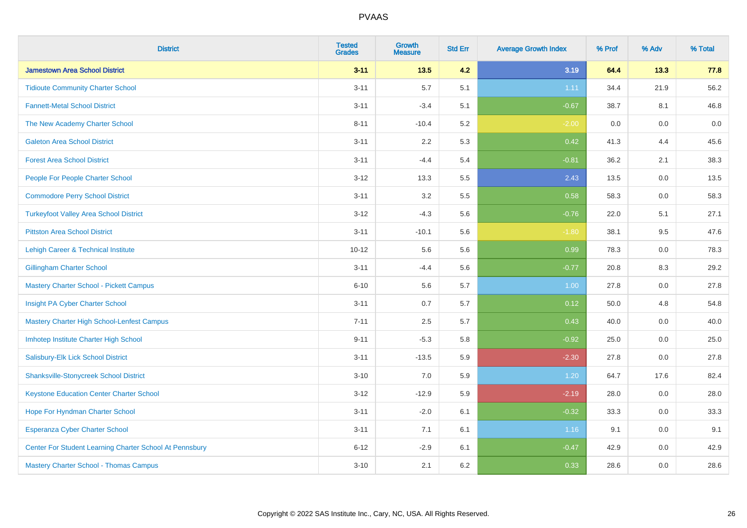# PVAAS

| District | Tested Grades | Growth Measure | Std Err | Average Growth Index | % Prof | % Adv | % Total |
|---|---|---|---|---|---|---|---|
| **Jamestown Area School District** | **3-11** | **13.5** | **4.2** | **3.19** | **64.4** | **13.3** | **77.8** |
| Tidioute Community Charter School | 3-11 | 5.7 | 5.1 | 1.11 | 34.4 | 21.9 | 56.2 |
| Fannett-Metal School District | 3-11 | -3.4 | 5.1 | -0.67 | 38.7 | 8.1 | 46.8 |
| The New Academy Charter School | 8-11 | -10.4 | 5.2 | -2.00 | 0.0 | 0.0 | 0.0 |
| Galeton Area School District | 3-11 | 2.2 | 5.3 | 0.42 | 41.3 | 4.4 | 45.6 |
| Forest Area School District | 3-11 | -4.4 | 5.4 | -0.81 | 36.2 | 2.1 | 38.3 |
| People For People Charter School | 3-12 | 13.3 | 5.5 | 2.43 | 13.5 | 0.0 | 13.5 |
| Commodore Perry School District | 3-11 | 3.2 | 5.5 | 0.58 | 58.3 | 0.0 | 58.3 |
| Turkeyfoot Valley Area School District | 3-12 | -4.3 | 5.6 | -0.76 | 22.0 | 5.1 | 27.1 |
| Pittston Area School District | 3-11 | -10.1 | 5.6 | -1.80 | 38.1 | 9.5 | 47.6 |
| Lehigh Career & Technical Institute | 10-12 | 5.6 | 5.6 | 0.99 | 78.3 | 0.0 | 78.3 |
| Gillingham Charter School | 3-11 | -4.4 | 5.6 | -0.77 | 20.8 | 8.3 | 29.2 |
| Mastery Charter School - Pickett Campus | 6-10 | 5.6 | 5.7 | 1.00 | 27.8 | 0.0 | 27.8 |
| Insight PA Cyber Charter School | 3-11 | 0.7 | 5.7 | 0.12 | 50.0 | 4.8 | 54.8 |
| Mastery Charter High School-Lenfest Campus | 7-11 | 2.5 | 5.7 | 0.43 | 40.0 | 0.0 | 40.0 |
| Imhotep Institute Charter High School | 9-11 | -5.3 | 5.8 | -0.92 | 25.0 | 0.0 | 25.0 |
| Salisbury-Elk Lick School District | 3-11 | -13.5 | 5.9 | -2.30 | 27.8 | 0.0 | 27.8 |
| Shanksville-Stonycreek School District | 3-10 | 7.0 | 5.9 | 1.20 | 64.7 | 17.6 | 82.4 |
| Keystone Education Center Charter School | 3-12 | -12.9 | 5.9 | -2.19 | 28.0 | 0.0 | 28.0 |
| Hope For Hyndman Charter School | 3-11 | -2.0 | 6.1 | -0.32 | 33.3 | 0.0 | 33.3 |
| Esperanza Cyber Charter School | 3-11 | 7.1 | 6.1 | 1.16 | 9.1 | 0.0 | 9.1 |
| Center For Student Learning Charter School At Pennsbury | 6-12 | -2.9 | 6.1 | -0.47 | 42.9 | 0.0 | 42.9 |
| Mastery Charter School - Thomas Campus | 3-10 | 2.1 | 6.2 | 0.33 | 28.6 | 0.0 | 28.6 |

Copyright © 2022 SAS Institute Inc., Cary, NC, USA. All Rights Reserved.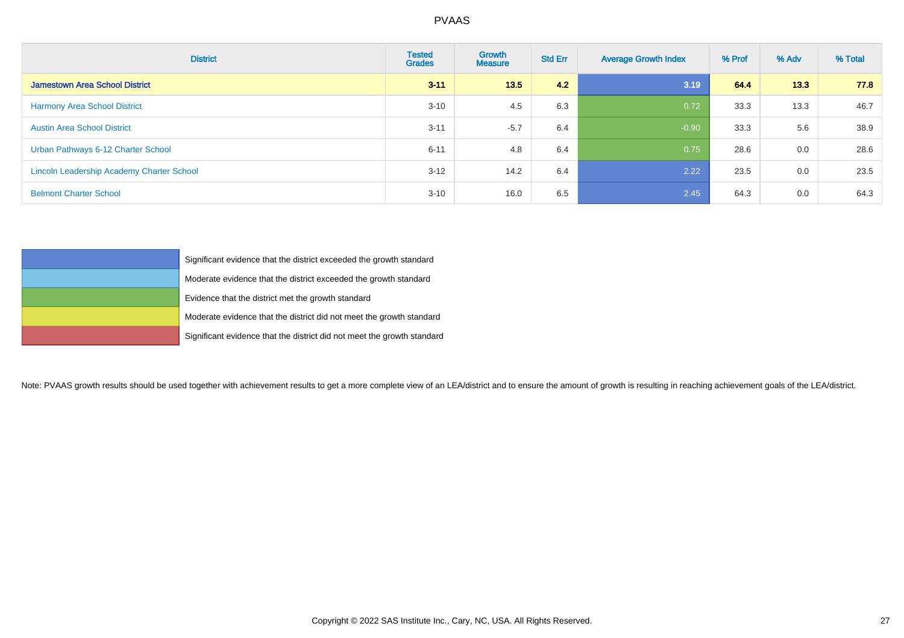# PVAAS

| District | Tested Grades | Growth Measure | Std Err | Average Growth Index | % Prof | % Adv | % Total |
|---|---|---|---|---|---|---|---|
| **Jamestown Area School District** | **3-11** | **13.5** | **4.2** | **3.19** | **64.4** | **13.3** | **77.8** |
| Harmony Area School District | 3-10 | 4.5 | 6.3 | 0.72 | 33.3 | 13.3 | 46.7 |
| Austin Area School District | 3-11 | -5.7 | 6.4 | -0.90 | 33.3 | 5.6 | 38.9 |
| Urban Pathways 6-12 Charter School | 6-11 | 4.8 | 6.4 | 0.75 | 28.6 | 0.0 | 28.6 |
| Lincoln Leadership Academy Charter School | 3-12 | 14.2 | 6.4 | 2.22 | 23.5 | 0.0 | 23.5 |
| Belmont Charter School | 3-10 | 16.0 | 6.5 | 2.45 | 64.3 | 0.0 | 64.3 |

- Significant evidence that the district exceeded the growth standard
- Moderate evidence that the district exceeded the growth standard
- Evidence that the district met the growth standard
- Moderate evidence that the district did not meet the growth standard
- Significant evidence that the district did not meet the growth standard

Note: PVAAS growth results should be used together with achievement results to get a more complete view of an LEA/district and to ensure the amount of growth is resulting in reaching achievement goals of the LEA/district.

Copyright © 2022 SAS Institute Inc., Cary, NC, USA. All Rights Reserved.